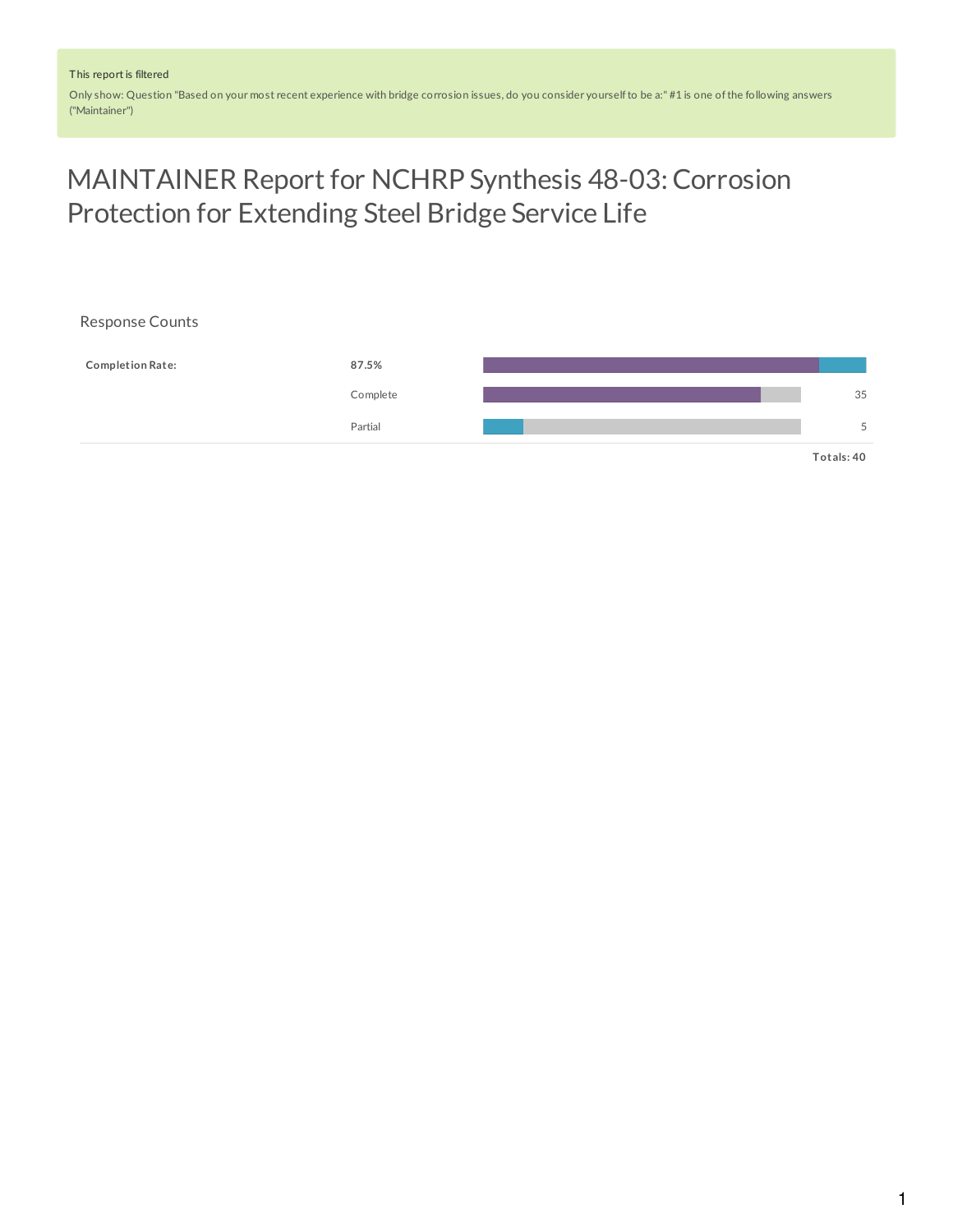This report is filtered

Only show: Question "Based on your most recent experience with bridge corrosion issues, do you consider yourself to be a:" #1 is one of the following answers ("Maintainer")

# MAINTAINER Report for NCHRP Synthesis 48-03: Corrosion Protection for Extending Steel Bridge Service Life

## Response Counts

| | | |
|---|---|---|
| **Completion Rate:** | **87.5%** | |
| | Complete | 35 |
| | Partial | 5 |
| | | **Totals: 40** |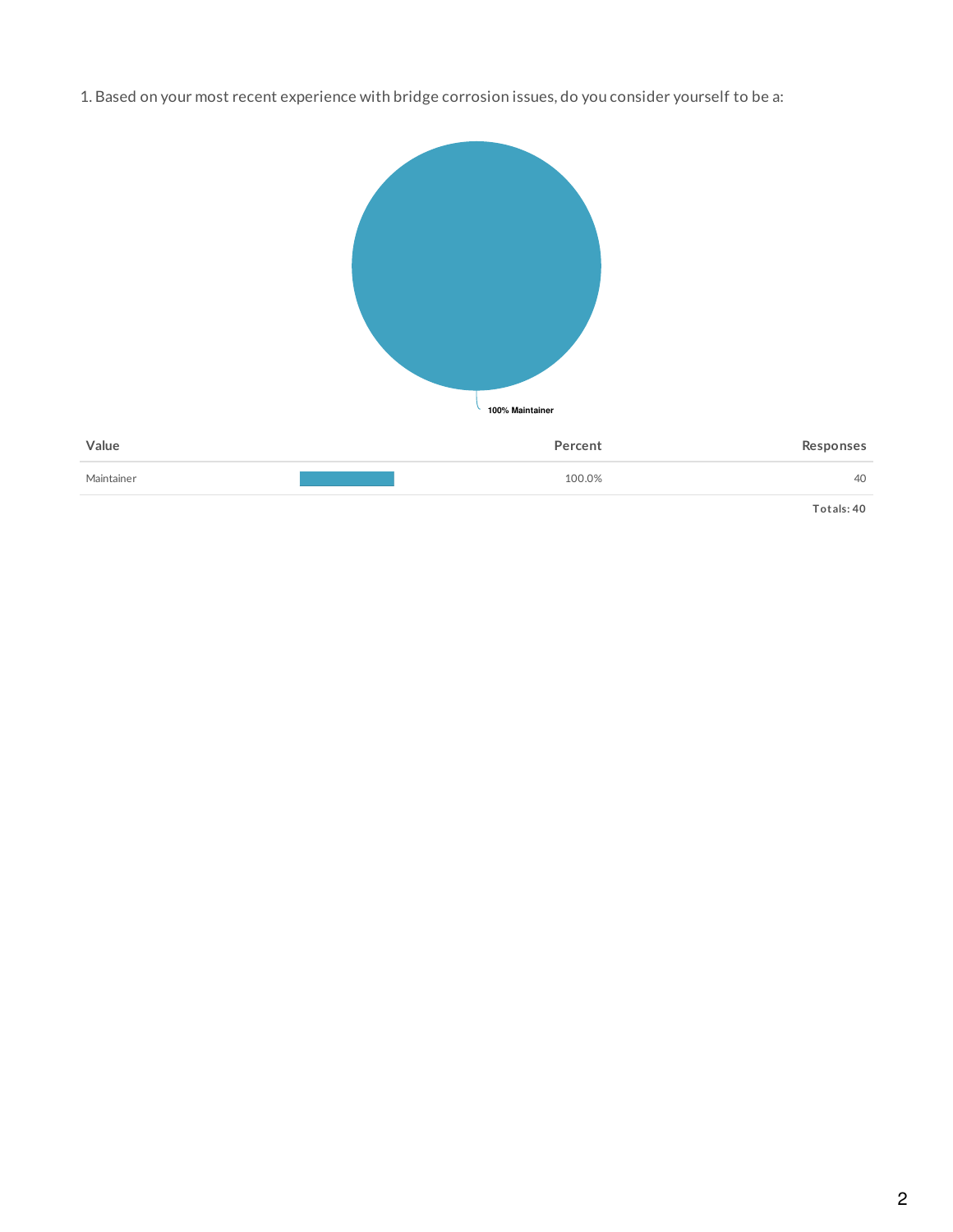1. Based on your most recent experience with bridge corrosion issues, do you consider yourself to be a:

100% Maintainer

| Value | Percent | Responses |
| --- | --- | --- |
| Maintainer | 100.0% | 40 |
| | | Totals: 40 |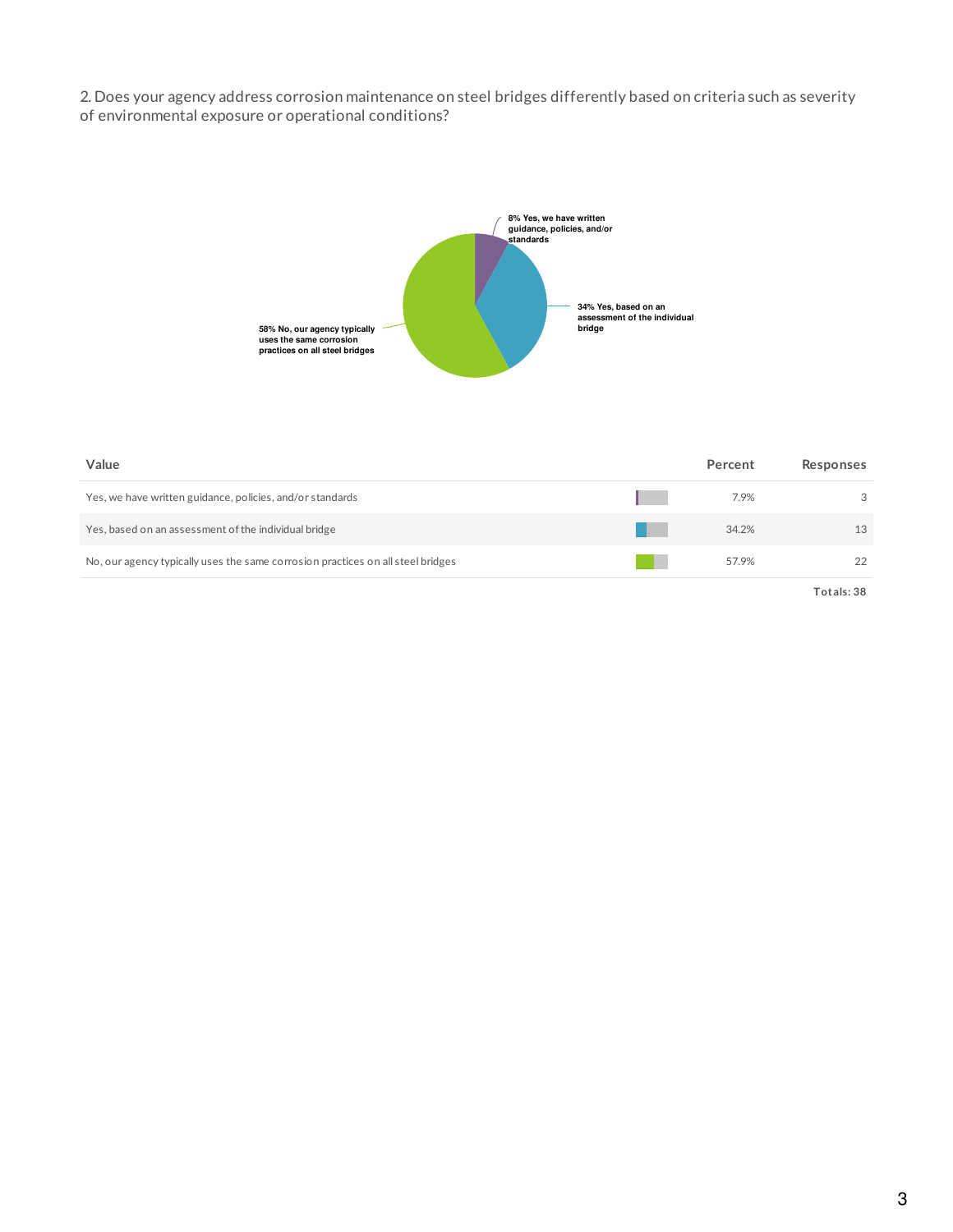2. Does your agency address corrosion maintenance on steel bridges differently based on criteria such as severity of environmental exposure or operational conditions?

8% Yes, we have written guidance, policies, and/or standards

34% Yes, based on an assessment of the individual bridge

58% No, our agency typically uses the same corrosion practices on all steel bridges

| Value | Percent | Responses |
|---|---|---|
| Yes, we have written guidance, policies, and/or standards | 7.9% | 3 |
| Yes, based on an assessment of the individual bridge | 34.2% | 13 |
| No, our agency typically uses the same corrosion practices on all steel bridges | 57.9% | 22 |

Totals: 38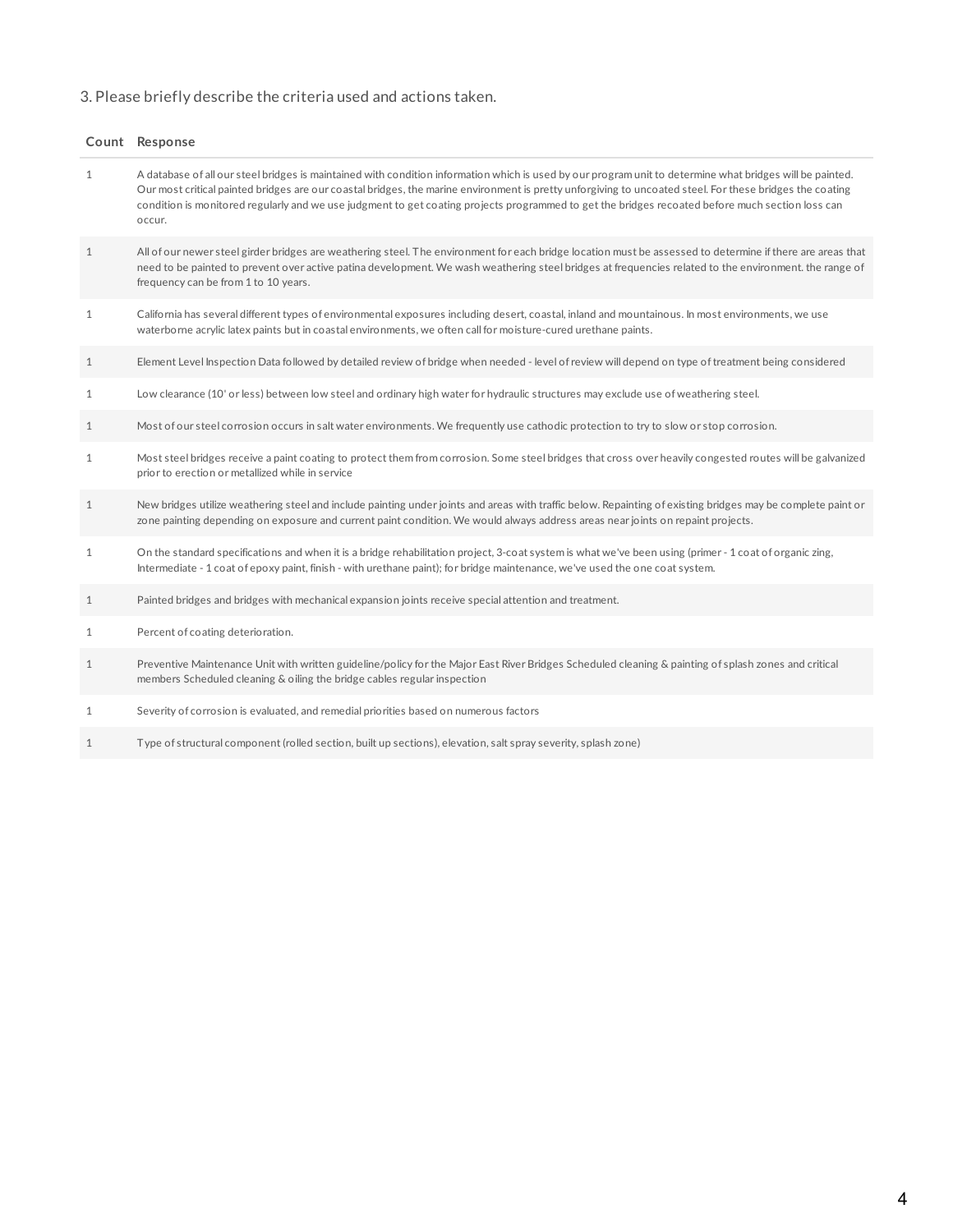3. Please briefly describe the criteria used and actions taken.

| Count | Response |
|---|---|
| 1 | A database of all our steel bridges is maintained with condition information which is used by our program unit to determine what bridges will be painted. Our most critical painted bridges are our coastal bridges, the marine environment is pretty unforgiving to uncoated steel. For these bridges the coating condition is monitored regularly and we use judgment to get coating projects programmed to get the bridges recoated before much section loss can occur. |
| 1 | All of our newer steel girder bridges are weathering steel. The environment for each bridge location must be assessed to determine if there are areas that need to be painted to prevent over active patina development. We wash weathering steel bridges at frequencies related to the environment. the range of frequency can be from 1 to 10 years. |
| 1 | California has several different types of environmental exposures including desert, coastal, inland and mountainous. In most environments, we use waterborne acrylic latex paints but in coastal environments, we often call for moisture-cured urethane paints. |
| 1 | Element Level Inspection Data followed by detailed review of bridge when needed - level of review will depend on type of treatment being considered |
| 1 | Low clearance (10' or less) between low steel and ordinary high water for hydraulic structures may exclude use of weathering steel. |
| 1 | Most of our steel corrosion occurs in salt water environments. We frequently use cathodic protection to try to slow or stop corrosion. |
| 1 | Most steel bridges receive a paint coating to protect them from corrosion. Some steel bridges that cross over heavily congested routes will be galvanized prior to erection or metallized while in service |
| 1 | New bridges utilize weathering steel and include painting under joints and areas with traffic below. Repainting of existing bridges may be complete paint or zone painting depending on exposure and current paint condition. We would always address areas near joints on repaint projects. |
| 1 | On the standard specifications and when it is a bridge rehabilitation project, 3-coat system is what we've been using (primer - 1 coat of organic zing, Intermediate - 1 coat of epoxy paint, finish - with urethane paint); for bridge maintenance, we've used the one coat system. |
| 1 | Painted bridges and bridges with mechanical expansion joints receive special attention and treatment. |
| 1 | Percent of coating deterioration. |
| 1 | Preventive Maintenance Unit with written guideline/policy for the Major East River Bridges Scheduled cleaning & painting of splash zones and critical members Scheduled cleaning & oiling the bridge cables regular inspection |
| 1 | Severity of corrosion is evaluated, and remedial priorities based on numerous factors |
| 1 | Type of structural component (rolled section, built up sections), elevation, salt spray severity, splash zone) |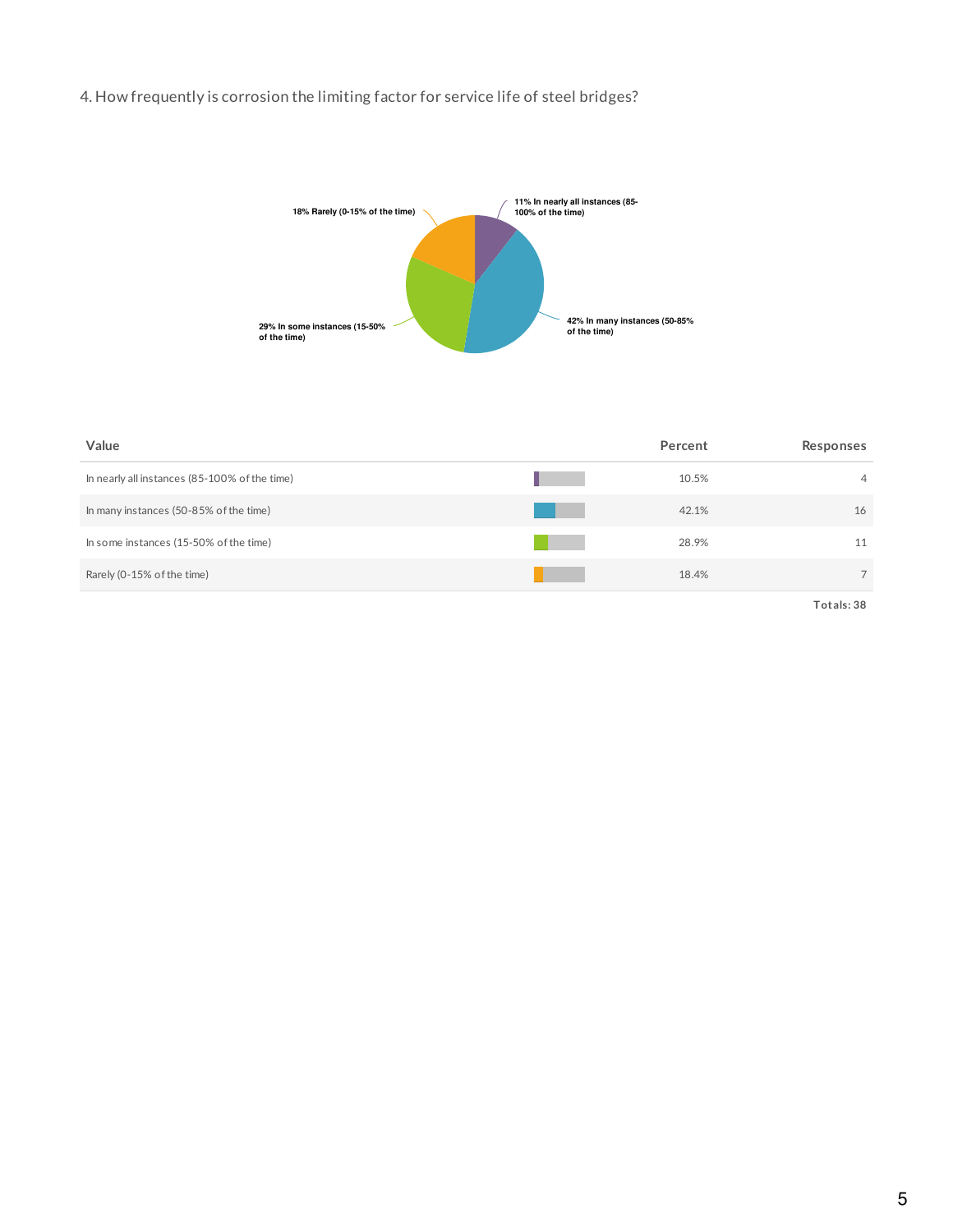4. How frequently is corrosion the limiting factor for service life of steel bridges?

18% Rarely (0-15% of the time)

11% In nearly all instances (85-100% of the time)

29% In some instances (15-50% of the time)

42% In many instances (50-85% of the time)

| Value | Percent | Responses |
|---|---|---|
| In nearly all instances (85-100% of the time) | 10.5% | 4 |
| In many instances (50-85% of the time) | 42.1% | 16 |
| In some instances (15-50% of the time) | 28.9% | 11 |
| Rarely (0-15% of the time) | 18.4% | 7 |
| | | Totals: 38 |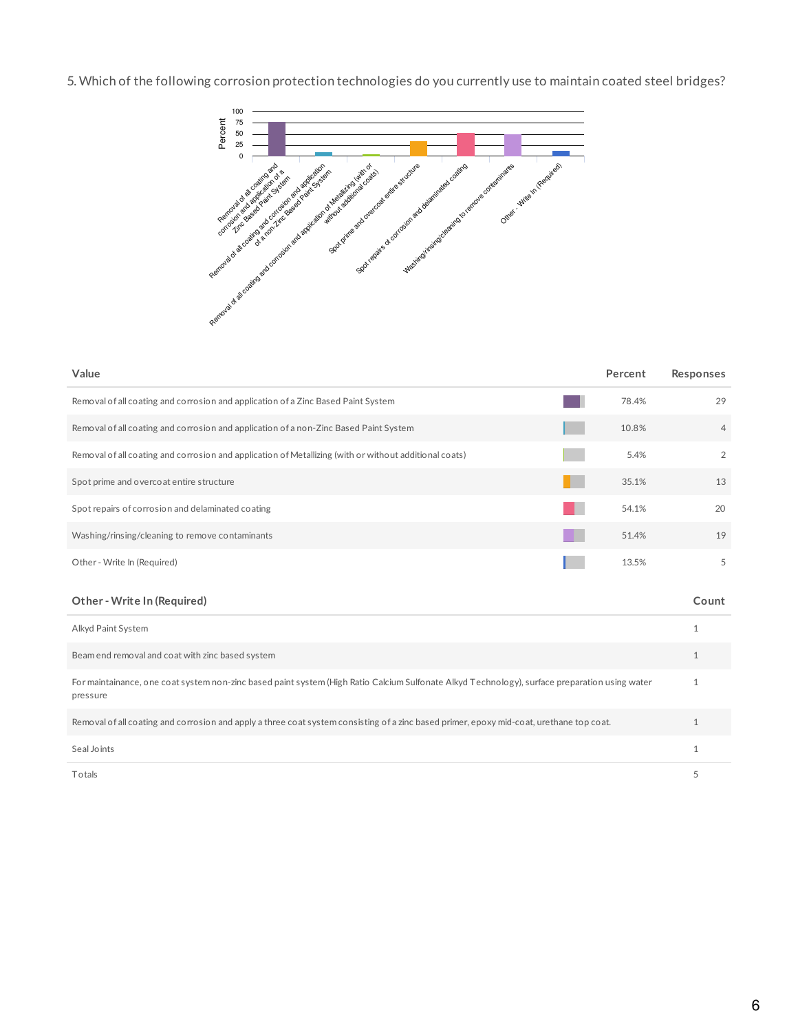5. Which of the following corrosion protection technologies do you currently use to maintain coated steel bridges?

| Value | Percent | Responses |
|---|---|---|
| Removal of all coating and corrosion and application of a Zinc Based Paint System | 78.4% | 29 |
| Removal of all coating and corrosion and application of a non-Zinc Based Paint System | 10.8% | 4 |
| Removal of all coating and corrosion and application of Metallizing (with or without additional coats) | 5.4% | 2 |
| Spot prime and overcoat entire structure | 35.1% | 13 |
| Spot repairs of corrosion and delaminated coating | 54.1% | 20 |
| Washing/rinsing/cleaning to remove contaminants | 51.4% | 19 |
| Other - Write In (Required) | 13.5% | 5 |

| Other - Write In (Required) | Count |
|---|---|
| Alkyd Paint System | 1 |
| Beam end removal and coat with zinc based system | 1 |
| For maintainance, one coat system non-zinc based paint system (High Ratio Calcium Sulfonate Alkyd Technology), surface preparation using water pressure | 1 |
| Removal of all coating and corrosion and apply a three coat system consisting of a zinc based primer, epoxy mid-coat, urethane top coat. | 1 |
| Seal Joints | 1 |
| Totals | 5 |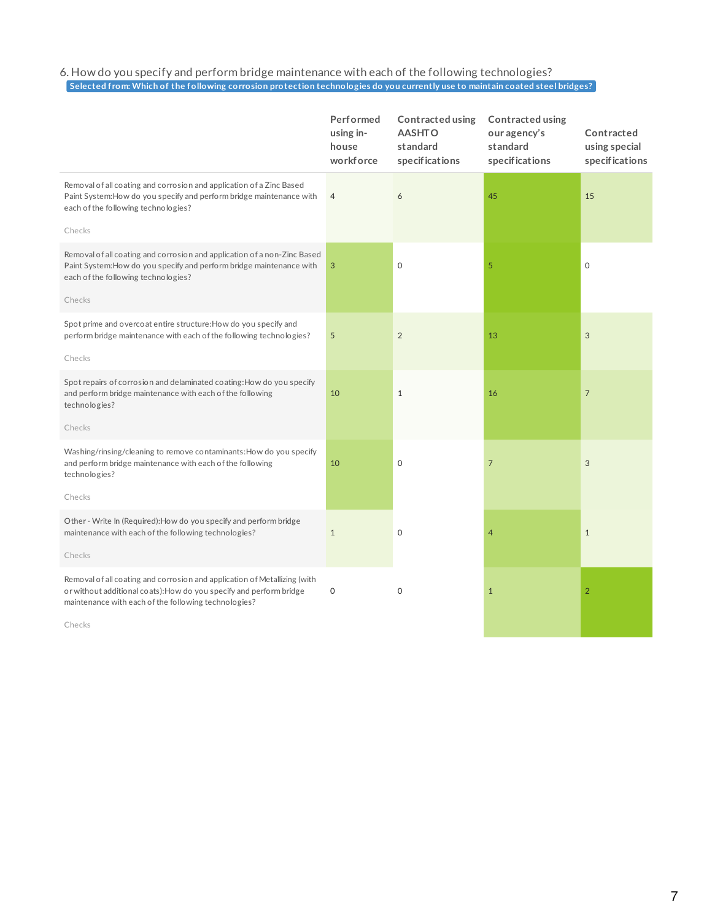6. How do you specify and perform bridge maintenance with each of the following technologies?

**Selected from: Which of the following corrosion protection technologies do you currently use to maintain coated steel bridges?**

| | Performed using in-house workforce | Contracted using AASHTO standard specifications | Contracted using our agency's standard specifications | Contracted using special specifications |
|---|---|---|---|---|
| Removal of all coating and corrosion and application of a Zinc Based Paint System:How do you specify and perform bridge maintenance with each of the following technologies? Checks | 4 | 6 | 45 | 15 |
| Removal of all coating and corrosion and application of a non-Zinc Based Paint System:How do you specify and perform bridge maintenance with each of the following technologies? Checks | 3 | 0 | 5 | 0 |
| Spot prime and overcoat entire structure:How do you specify and perform bridge maintenance with each of the following technologies? Checks | 5 | 2 | 13 | 3 |
| Spot repairs of corrosion and delaminated coating:How do you specify and perform bridge maintenance with each of the following technologies? Checks | 10 | 1 | 16 | 7 |
| Washing/rinsing/cleaning to remove contaminants:How do you specify and perform bridge maintenance with each of the following technologies? Checks | 10 | 0 | 7 | 3 |
| Other - Write In (Required):How do you specify and perform bridge maintenance with each of the following technologies? Checks | 1 | 0 | 4 | 1 |
| Removal of all coating and corrosion and application of Metallizing (with or without additional coats):How do you specify and perform bridge maintenance with each of the following technologies? Checks | 0 | 0 | 1 | 2 |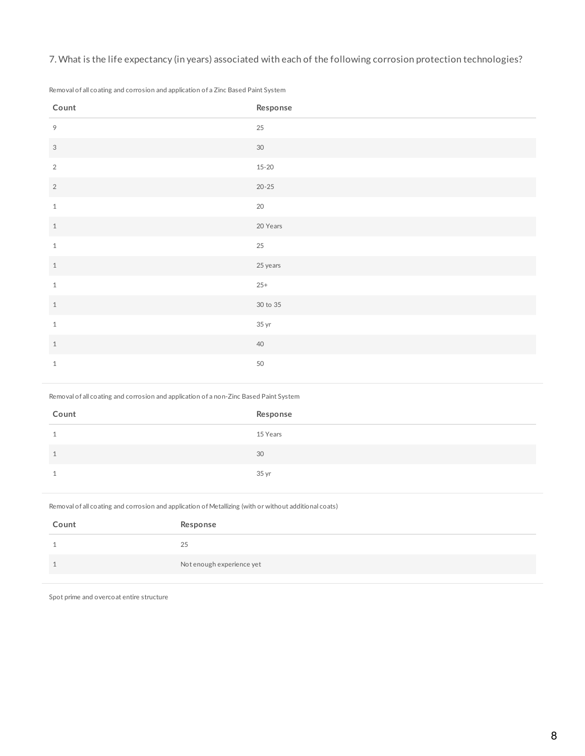7. What is the life expectancy (in years) associated with each of the following corrosion protection technologies?

Removal of all coating and corrosion and application of a Zinc Based Paint System

| Count | Response |
| --- | --- |
| 9 | 25 |
| 3 | 30 |
| 2 | 15-20 |
| 2 | 20-25 |
| 1 | 20 |
| 1 | 20 Years |
| 1 | 25 |
| 1 | 25 years |
| 1 | 25+ |
| 1 | 30 to 35 |
| 1 | 35 yr |
| 1 | 40 |
| 1 | 50 |

Removal of all coating and corrosion and application of a non-Zinc Based Paint System

| Count | Response |
| --- | --- |
| 1 | 15 Years |
| 1 | 30 |
| 1 | 35 yr |

Removal of all coating and corrosion and application of Metallizing (with or without additional coats)

| Count | Response |
| --- | --- |
| 1 | 25 |
| 1 | Not enough experience yet |

Spot prime and overcoat entire structure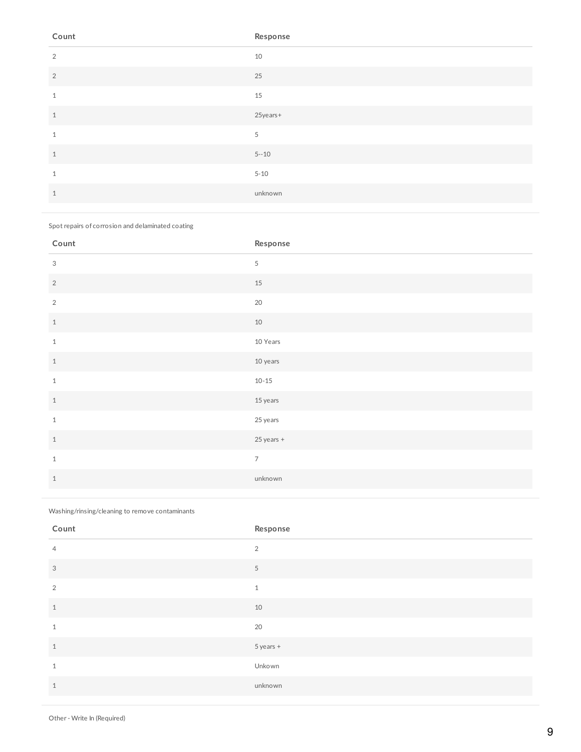| Count | Response |
| --- | --- |
| 2 | 10 |
| 2 | 25 |
| 1 | 15 |
| 1 | 25years+ |
| 1 | 5 |
| 1 | 5--10 |
| 1 | 5-10 |
| 1 | unknown |

Spot repairs of corrosion and delaminated coating

| Count | Response |
| --- | --- |
| 3 | 5 |
| 2 | 15 |
| 2 | 20 |
| 1 | 10 |
| 1 | 10 Years |
| 1 | 10 years |
| 1 | 10-15 |
| 1 | 15 years |
| 1 | 25 years |
| 1 | 25 years + |
| 1 | 7 |
| 1 | unknown |

Washing/rinsing/cleaning to remove contaminants

| Count | Response |
| --- | --- |
| 4 | 2 |
| 3 | 5 |
| 2 | 1 |
| 1 | 10 |
| 1 | 20 |
| 1 | 5 years + |
| 1 | Unkown |
| 1 | unknown |

Other - Write In (Required)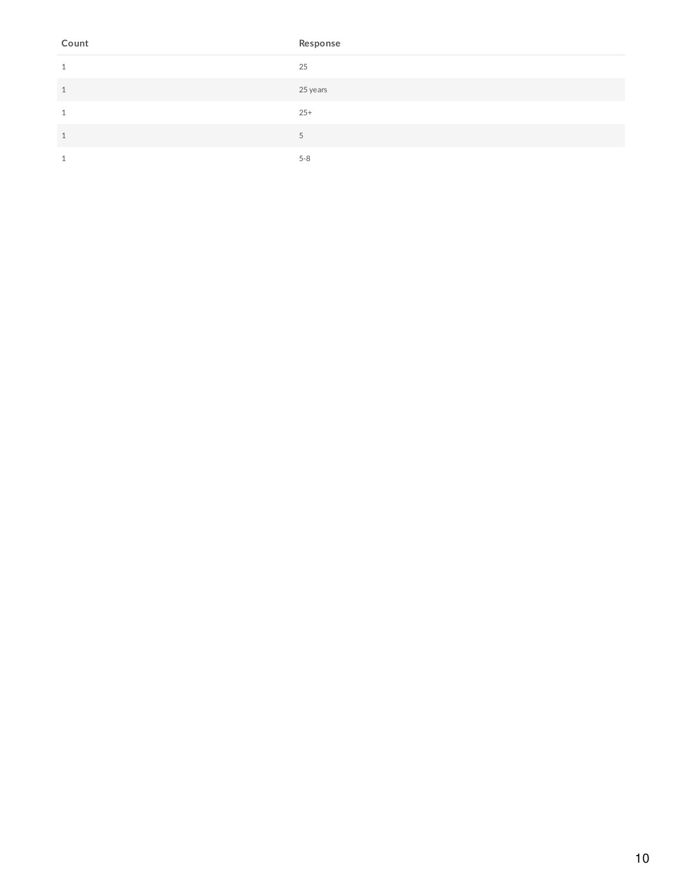| Count | Response |
|---|---|
| 1 | 25 |
| 1 | 25 years |
| 1 | 25+ |
| 1 | 5 |
| 1 | 5-8 |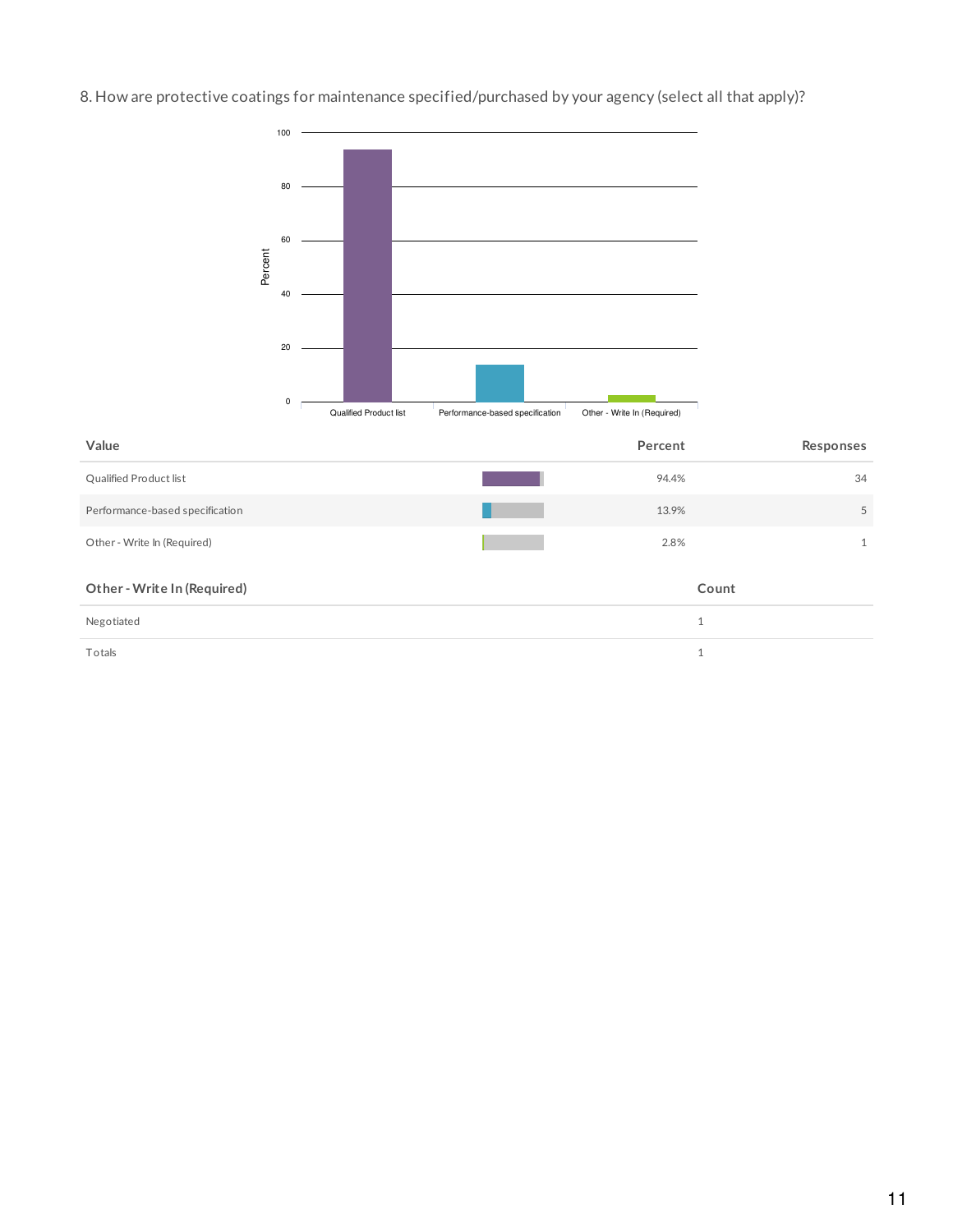8. How are protective coatings for maintenance specified/purchased by your agency (select all that apply)?

| Value | Percent | Responses |
|---|---|---|
| Qualified Product list | 94.4% | 34 |
| Performance-based specification | 13.9% | 5 |
| Other - Write In (Required) | 2.8% | 1 |

| Other - Write In (Required) | Count |
|---|---|
| Negotiated | 1 |
| Totals | 1 |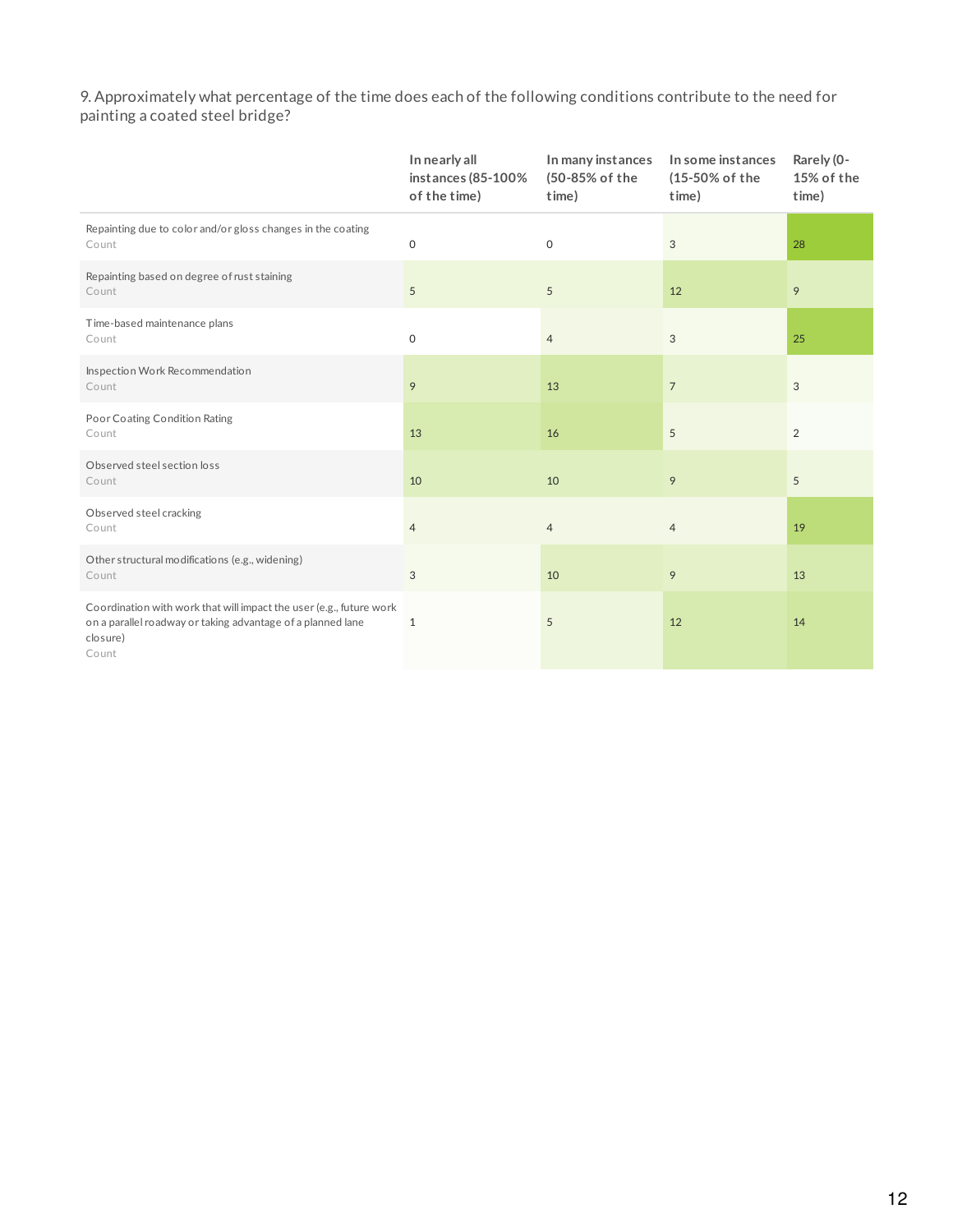9. Approximately what percentage of the time does each of the following conditions contribute to the need for painting a coated steel bridge?

| | In nearly all instances (85-100% of the time) | In many instances (50-85% of the time) | In some instances (15-50% of the time) | Rarely (0-15% of the time) |
|---|---|---|---|---|
| Repainting due to color and/or gloss changes in the coating<br>Count | 0 | 0 | 3 | 28 |
| Repainting based on degree of rust staining<br>Count | 5 | 5 | 12 | 9 |
| Time-based maintenance plans<br>Count | 0 | 4 | 3 | 25 |
| Inspection Work Recommendation<br>Count | 9 | 13 | 7 | 3 |
| Poor Coating Condition Rating<br>Count | 13 | 16 | 5 | 2 |
| Observed steel section loss<br>Count | 10 | 10 | 9 | 5 |
| Observed steel cracking<br>Count | 4 | 4 | 4 | 19 |
| Other structural modifications (e.g., widening)<br>Count | 3 | 10 | 9 | 13 |
| Coordination with work that will impact the user (e.g., future work on a parallel roadway or taking advantage of a planned lane closure)<br>Count | 1 | 5 | 12 | 14 |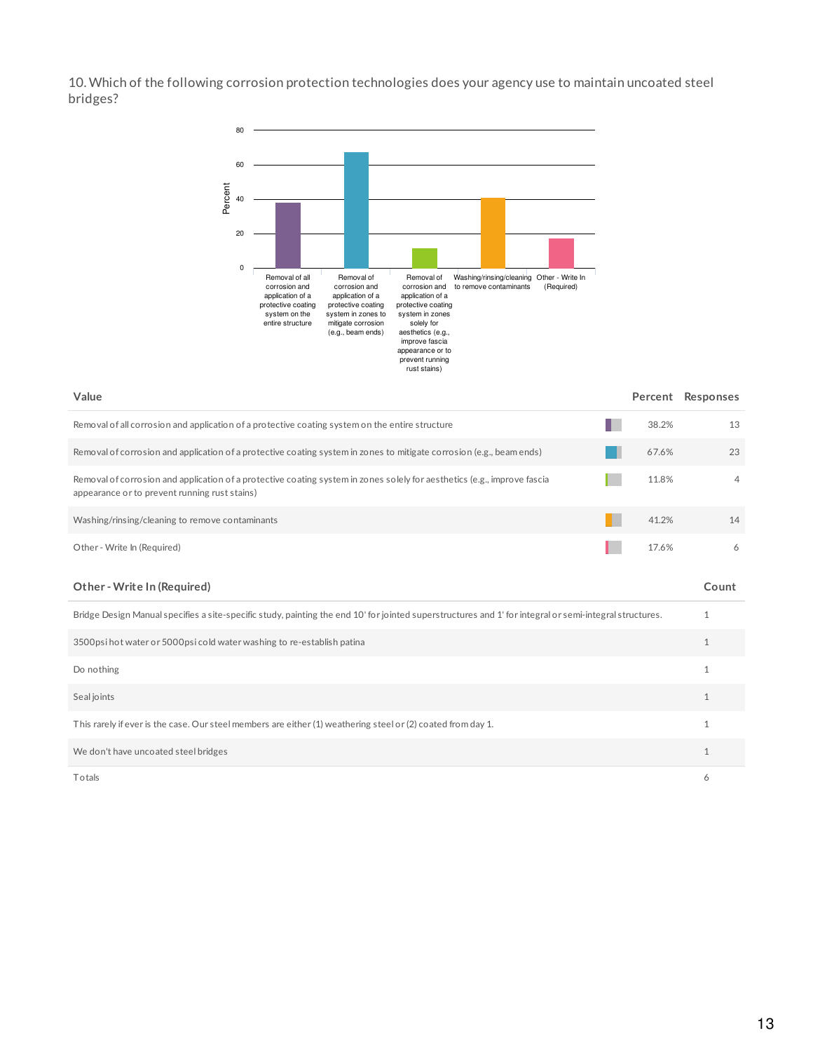10. Which of the following corrosion protection technologies does your agency use to maintain uncoated steel bridges?

| Value | Percent | Responses |
| --- | --- | --- |
| Removal of all corrosion and application of a protective coating system on the entire structure | 38.2% | 13 |
| Removal of corrosion and application of a protective coating system in zones to mitigate corrosion (e.g., beam ends) | 67.6% | 23 |
| Removal of corrosion and application of a protective coating system in zones solely for aesthetics (e.g., improve fascia appearance or to prevent running rust stains) | 11.8% | 4 |
| Washing/rinsing/cleaning to remove contaminants | 41.2% | 14 |
| Other - Write In (Required) | 17.6% | 6 |

| Other - Write In (Required) | Count |
| --- | --- |
| Bridge Design Manual specifies a site-specific study, painting the end 10' for jointed superstructures and 1' for integral or semi-integral structures. | 1 |
| 3500psi hot water or 5000psi cold water washing to re-establish patina | 1 |
| Do nothing | 1 |
| Seal joints | 1 |
| This rarely if ever is the case. Our steel members are either (1) weathering steel or (2) coated from day 1. | 1 |
| We don't have uncoated steel bridges | 1 |
| Totals | 6 |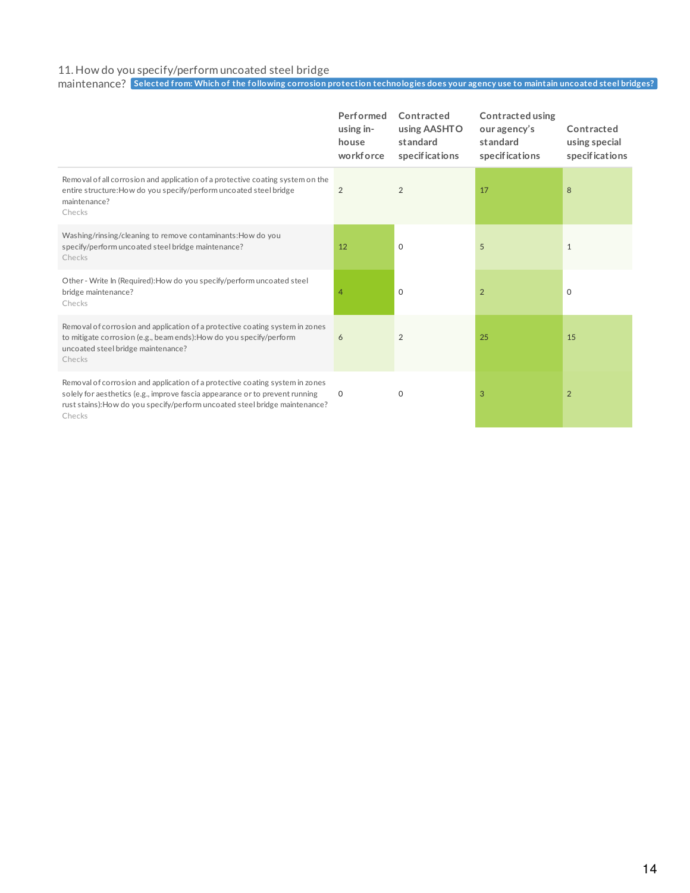## 11. How do you specify/perform uncoated steel bridge maintenance?

**Selected from: Which of the following corrosion protection technologies does your agency use to maintain uncoated steel bridges?**

| | Performed using in-house workforce | Contracted using AASHTO standard specifications | Contracted using our agency's standard specifications | Contracted using special specifications |
|---|---|---|---|---|
| Removal of all corrosion and application of a protective coating system on the entire structure:How do you specify/perform uncoated steel bridge maintenance? Checks | 2 | 2 | 17 | 8 |
| Washing/rinsing/cleaning to remove contaminants:How do you specify/perform uncoated steel bridge maintenance? Checks | 12 | 0 | 5 | 1 |
| Other - Write In (Required):How do you specify/perform uncoated steel bridge maintenance? Checks | 4 | 0 | 2 | 0 |
| Removal of corrosion and application of a protective coating system in zones to mitigate corrosion (e.g., beam ends):How do you specify/perform uncoated steel bridge maintenance? Checks | 6 | 2 | 25 | 15 |
| Removal of corrosion and application of a protective coating system in zones solely for aesthetics (e.g., improve fascia appearance or to prevent running rust stains):How do you specify/perform uncoated steel bridge maintenance? Checks | 0 | 0 | 3 | 2 |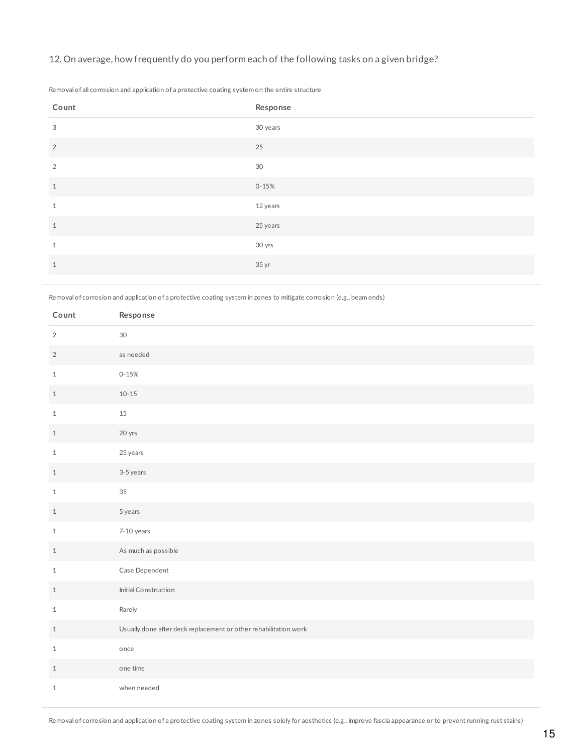12. On average, how frequently do you perform each of the following tasks on a given bridge?

Removal of all corrosion and application of a protective coating system on the entire structure

| Count | Response |
|---|---|
| 3 | 30 years |
| 2 | 25 |
| 2 | 30 |
| 1 | 0-15% |
| 1 | 12 years |
| 1 | 25 years |
| 1 | 30 yrs |
| 1 | 35 yr |

Removal of corrosion and application of a protective coating system in zones to mitigate corrosion (e.g., beam ends)

| Count | Response |
|---|---|
| 2 | 30 |
| 2 | as needed |
| 1 | 0-15% |
| 1 | 10-15 |
| 1 | 15 |
| 1 | 20 yrs |
| 1 | 25 years |
| 1 | 3-5 years |
| 1 | 35 |
| 1 | 5 years |
| 1 | 7-10 years |
| 1 | As much as possible |
| 1 | Case Dependent |
| 1 | Initial Construction |
| 1 | Rarely |
| 1 | Usually done after deck replacement or other rehabilitation work |
| 1 | once |
| 1 | one time |
| 1 | when needed |

Removal of corrosion and application of a protective coating system in zones solely for aesthetics (e.g., improve fascia appearance or to prevent running rust stains)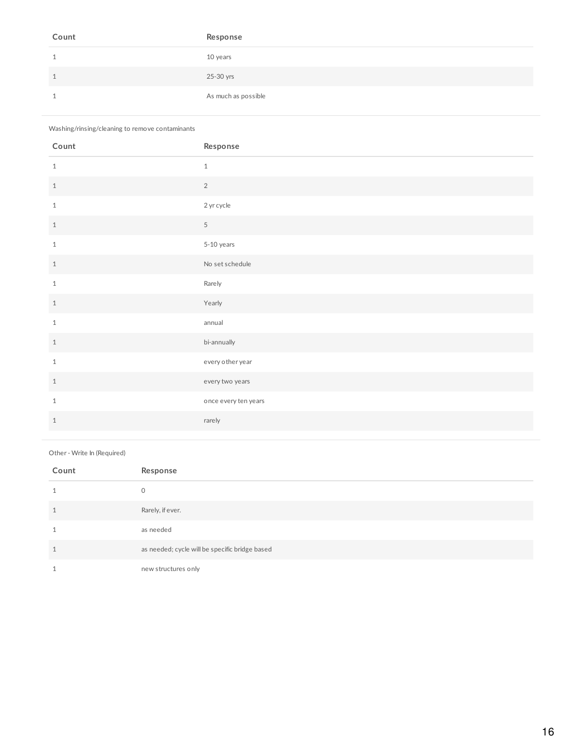| Count | Response |
| --- | --- |
| 1 | 10 years |
| 1 | 25-30 yrs |
| 1 | As much as possible |

Washing/rinsing/cleaning to remove contaminants

| Count | Response |
| --- | --- |
| 1 | 1 |
| 1 | 2 |
| 1 | 2 yr cycle |
| 1 | 5 |
| 1 | 5-10 years |
| 1 | No set schedule |
| 1 | Rarely |
| 1 | Yearly |
| 1 | annual |
| 1 | bi-annually |
| 1 | every other year |
| 1 | every two years |
| 1 | once every ten years |
| 1 | rarely |

Other - Write In (Required)

| Count | Response |
| --- | --- |
| 1 | 0 |
| 1 | Rarely, if ever. |
| 1 | as needed |
| 1 | as needed; cycle will be specific bridge based |
| 1 | new structures only |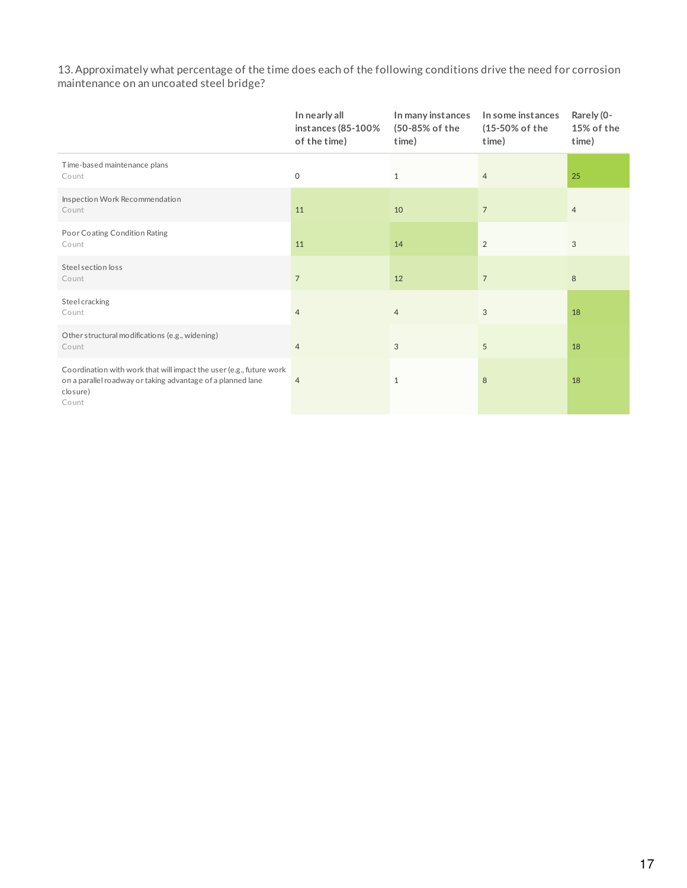13. Approximately what percentage of the time does each of the following conditions drive the need for corrosion maintenance on an uncoated steel bridge?

| | In nearly all instances (85-100% of the time) | In many instances (50-85% of the time) | In some instances (15-50% of the time) | Rarely (0-15% of the time) |
|---|---|---|---|---|
| Time-based maintenance plans<br>Count | 0 | 1 | 4 | 25 |
| Inspection Work Recommendation<br>Count | 11 | 10 | 7 | 4 |
| Poor Coating Condition Rating<br>Count | 11 | 14 | 2 | 3 |
| Steel section loss<br>Count | 7 | 12 | 7 | 8 |
| Steel cracking<br>Count | 4 | 4 | 3 | 18 |
| Other structural modifications (e.g., widening)<br>Count | 4 | 3 | 5 | 18 |
| Coordination with work that will impact the user (e.g., future work on a parallel roadway or taking advantage of a planned lane closure)<br>Count | 4 | 1 | 8 | 18 |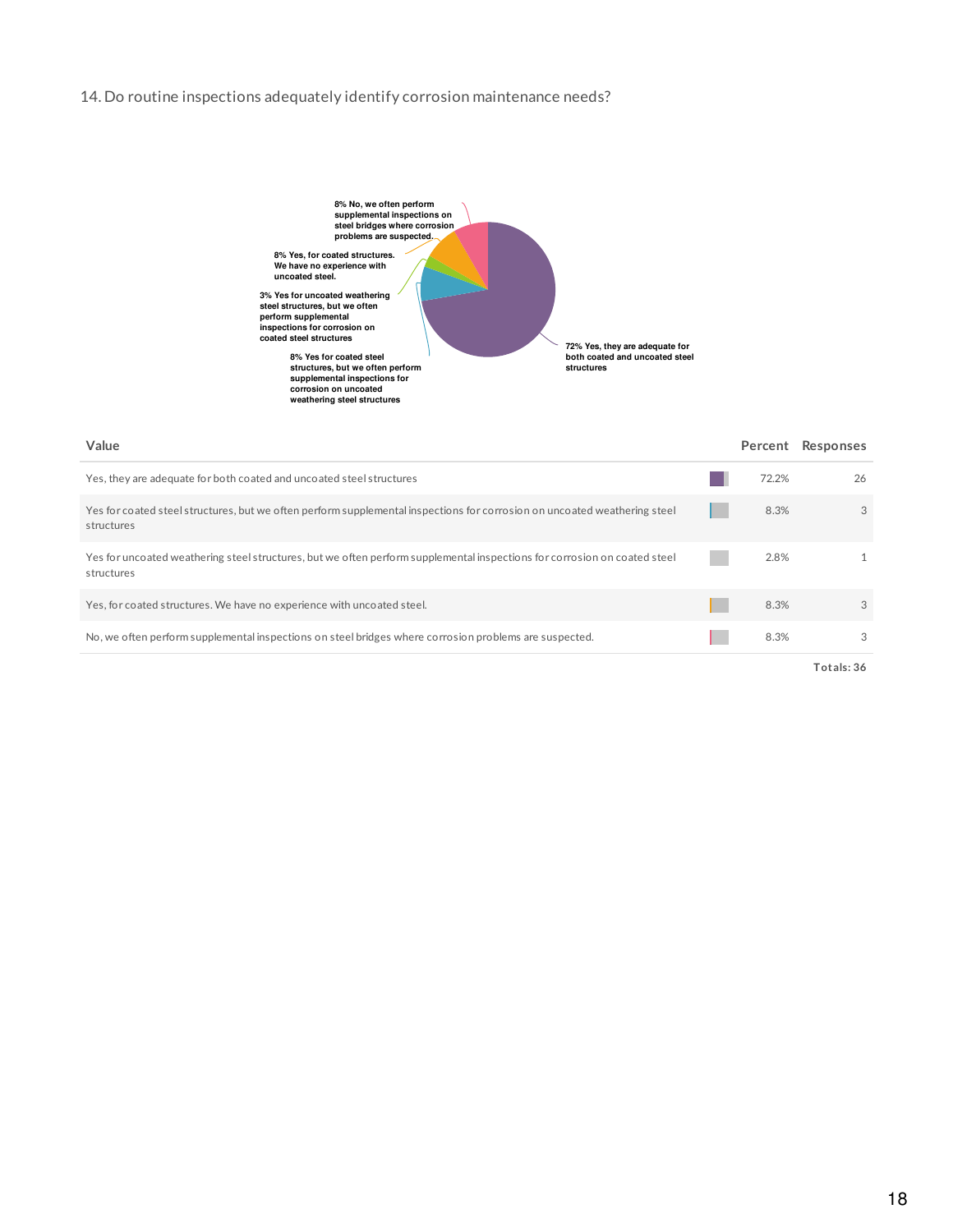14. Do routine inspections adequately identify corrosion maintenance needs?

| Value | Percent | Responses |
|---|---|---|
| Yes, they are adequate for both coated and uncoated steel structures | 72.2% | 26 |
| Yes for coated steel structures, but we often perform supplemental inspections for corrosion on uncoated weathering steel structures | 8.3% | 3 |
| Yes for uncoated weathering steel structures, but we often perform supplemental inspections for corrosion on coated steel structures | 2.8% | 1 |
| Yes, for coated structures. We have no experience with uncoated steel. | 8.3% | 3 |
| No, we often perform supplemental inspections on steel bridges where corrosion problems are suspected. | 8.3% | 3 |
| | | Totals: 36 |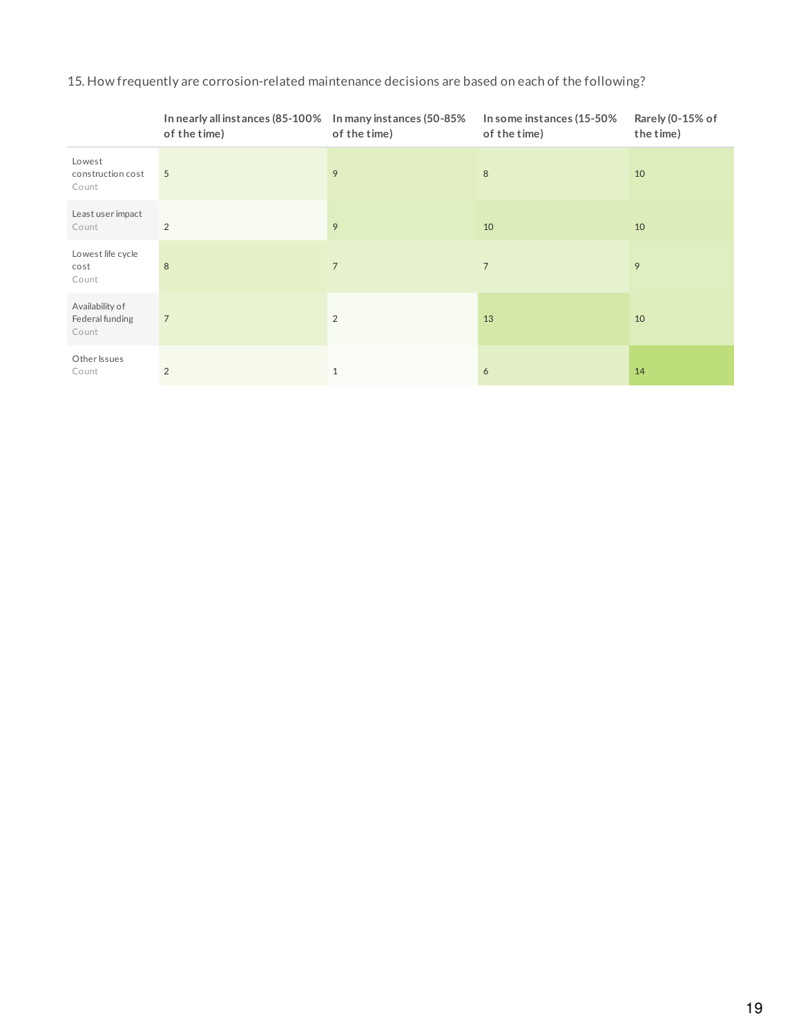15. How frequently are corrosion-related maintenance decisions are based on each of the following?

| | In nearly all instances (85-100% of the time) | In many instances (50-85% of the time) | In some instances (15-50% of the time) | Rarely (0-15% of the time) |
|---|---|---|---|---|
| Lowest construction cost Count | 5 | 9 | 8 | 10 |
| Least user impact Count | 2 | 9 | 10 | 10 |
| Lowest life cycle cost Count | 8 | 7 | 7 | 9 |
| Availability of Federal funding Count | 7 | 2 | 13 | 10 |
| Other Issues Count | 2 | 1 | 6 | 14 |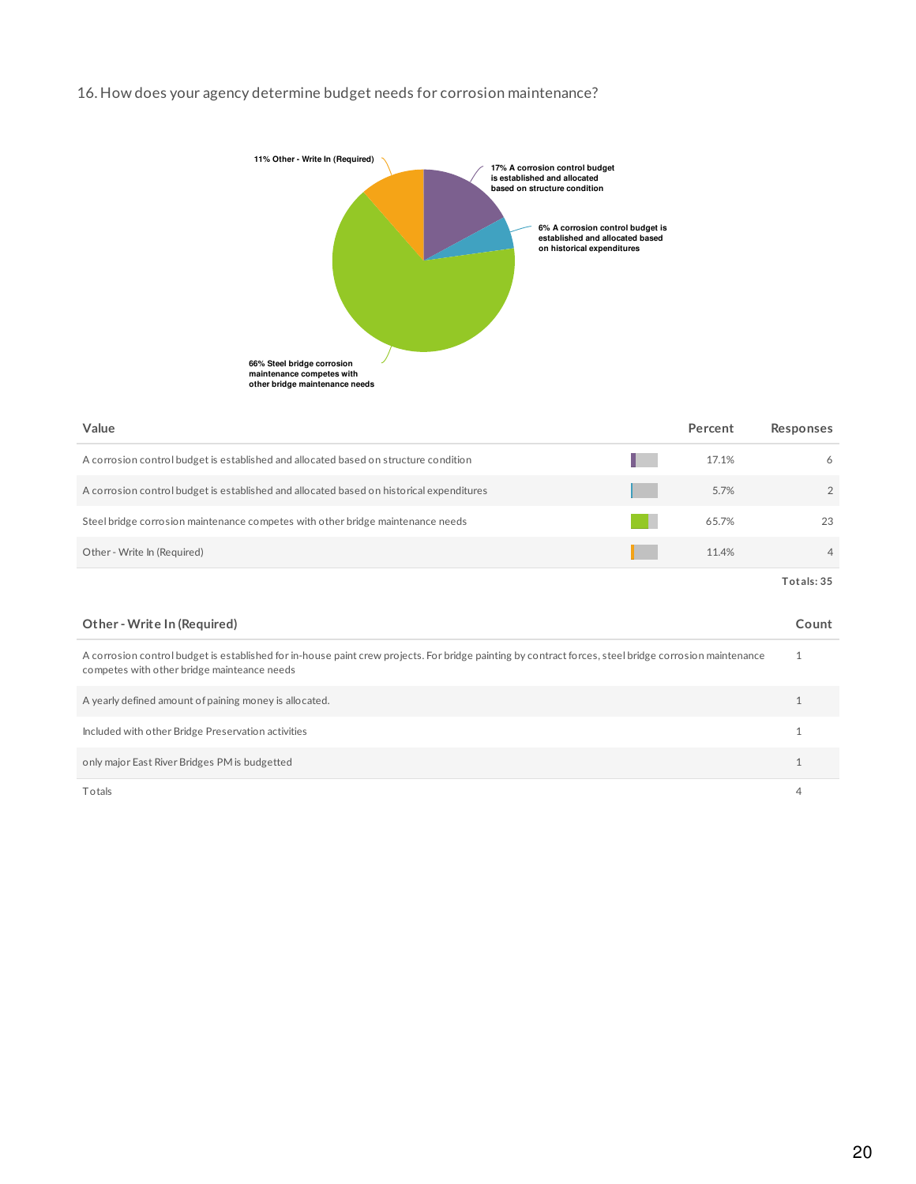16. How does your agency determine budget needs for corrosion maintenance?

11% Other - Write In (Required)

17% A corrosion control budget is established and allocated based on structure condition

6% A corrosion control budget is established and allocated based on historical expenditures

66% Steel bridge corrosion maintenance competes with other bridge maintenance needs

| Value | Percent | Responses |
| --- | --- | --- |
| A corrosion control budget is established and allocated based on structure condition | 17.1% | 6 |
| A corrosion control budget is established and allocated based on historical expenditures | 5.7% | 2 |
| Steel bridge corrosion maintenance competes with other bridge maintenance needs | 65.7% | 23 |
| Other - Write In (Required) | 11.4% | 4 |
| | | Totals: 35 |

| Other - Write In (Required) | Count |
| --- | --- |
| A corrosion control budget is established for in-house paint crew projects. For bridge painting by contract forces, steel bridge corrosion maintenance competes with other bridge mainteance needs | 1 |
| A yearly defined amount of paining money is allocated. | 1 |
| Included with other Bridge Preservation activities | 1 |
| only major East River Bridges PM is budgetted | 1 |
| Totals | 4 |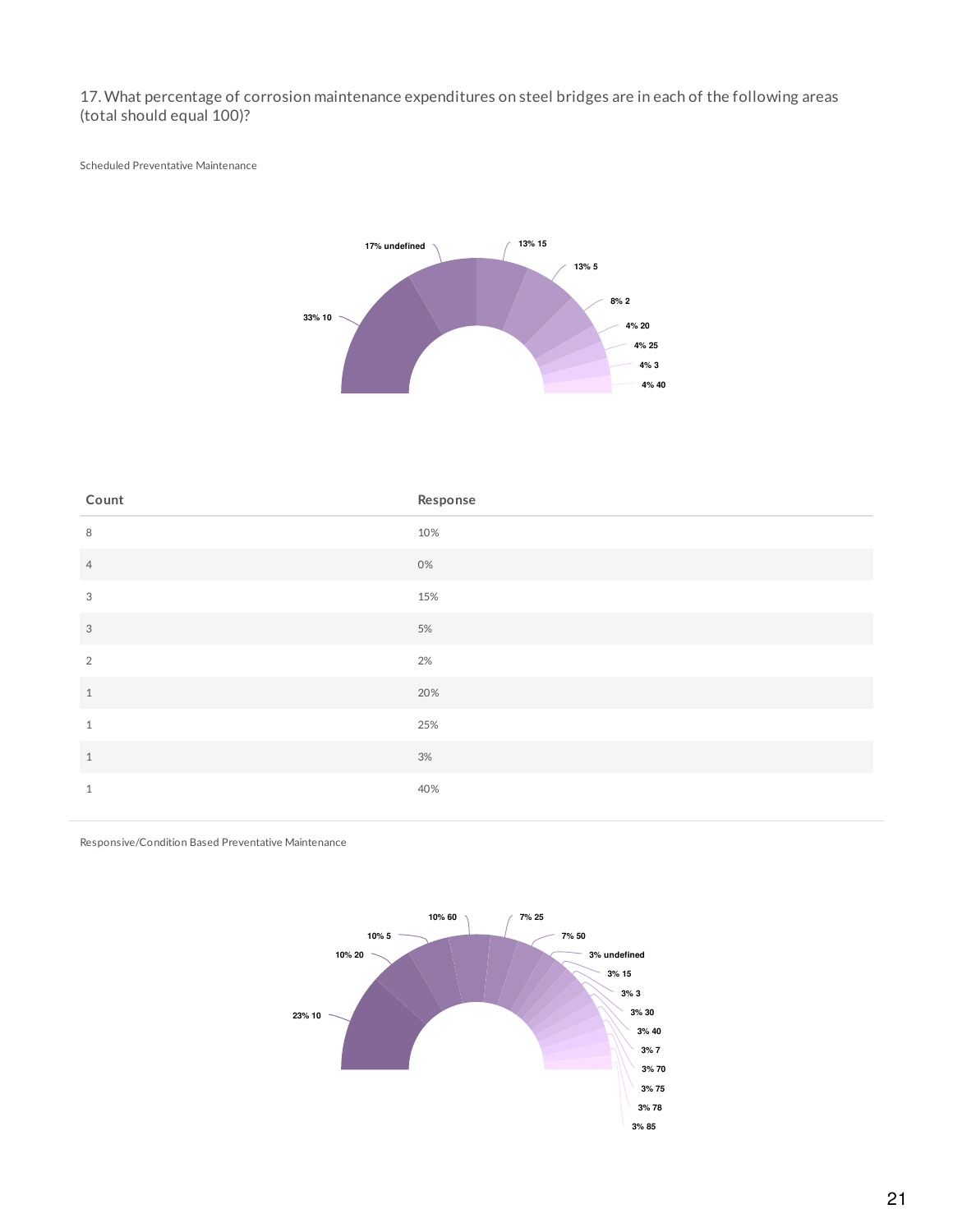17. What percentage of corrosion maintenance expenditures on steel bridges are in each of the following areas (total should equal 100)?

Scheduled Preventative Maintenance

33% 10

17% undefined

13% 15

13% 5

8% 2

4% 20

4% 25

4% 3

4% 40

| Count | Response |
| --- | --- |
| 8 | 10% |
| 4 | 0% |
| 3 | 15% |
| 3 | 5% |
| 2 | 2% |
| 1 | 20% |
| 1 | 25% |
| 1 | 3% |
| 1 | 40% |

Responsive/Condition Based Preventative Maintenance

23% 10

10% 20

10% 5

10% 60

7% 25

7% 50

3% undefined

3% 15

3% 3

3% 30

3% 40

3% 7

3% 70

3% 75

3% 78

3% 85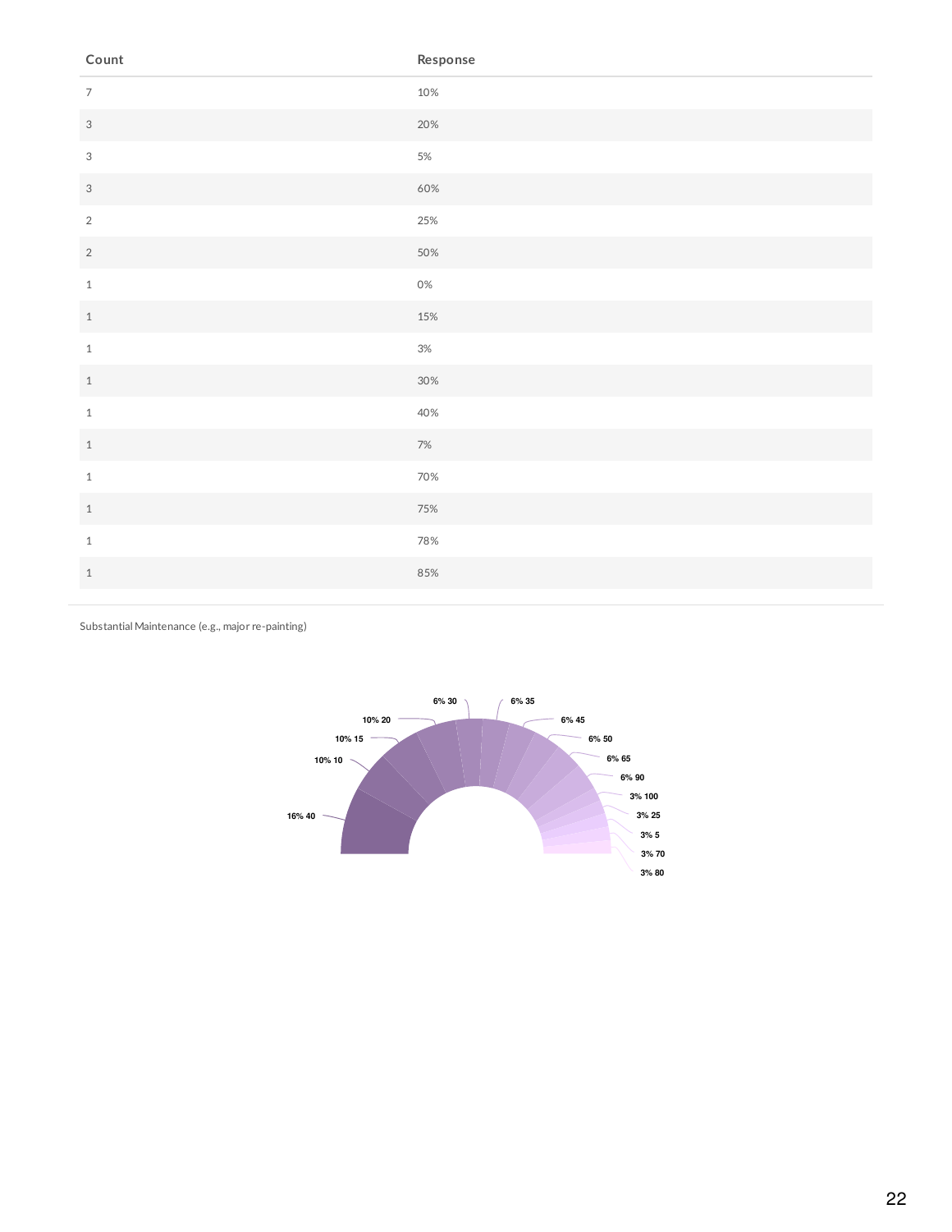| Count | Response |
|---|---|
| 7 | 10% |
| 3 | 20% |
| 3 | 5% |
| 3 | 60% |
| 2 | 25% |
| 2 | 50% |
| 1 | 0% |
| 1 | 15% |
| 1 | 3% |
| 1 | 30% |
| 1 | 40% |
| 1 | 7% |
| 1 | 70% |
| 1 | 75% |
| 1 | 78% |
| 1 | 85% |

Substantial Maintenance (e.g., major re-painting)

16% 40
10% 10
10% 15
10% 20
6% 30
6% 35
6% 45
6% 50
6% 65
6% 90
3% 100
3% 25
3% 5
3% 70
3% 80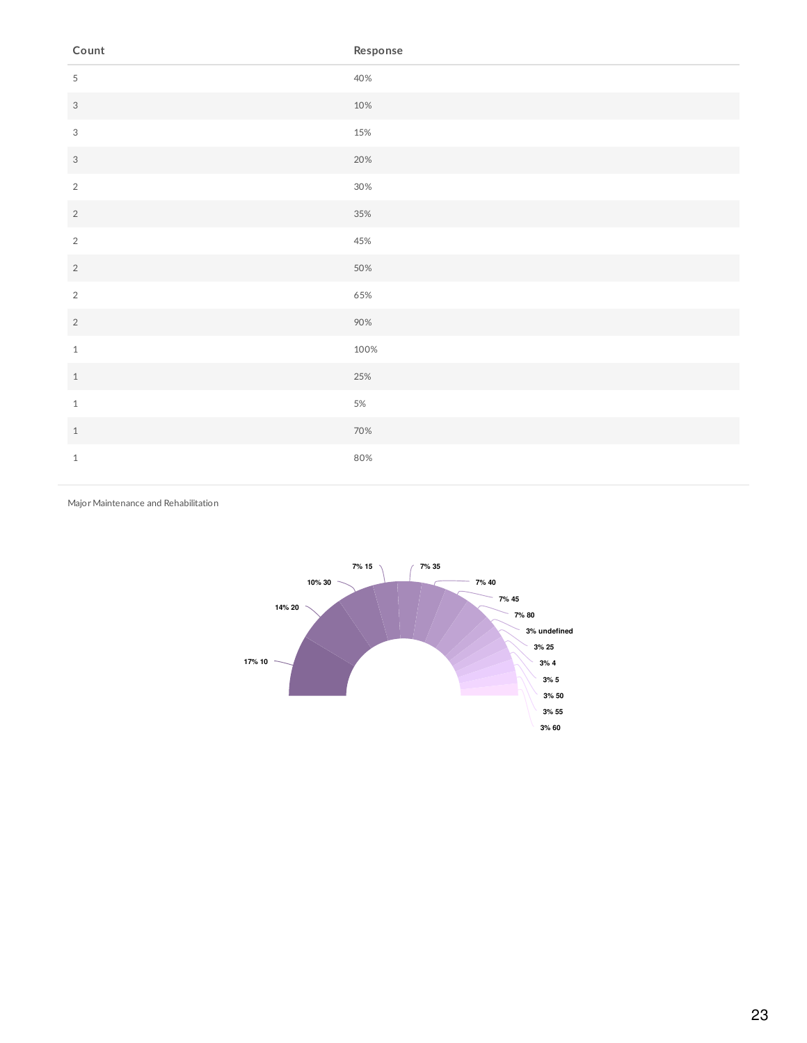| Count | Response |
|---|---|
| 5 | 40% |
| 3 | 10% |
| 3 | 15% |
| 3 | 20% |
| 2 | 30% |
| 2 | 35% |
| 2 | 45% |
| 2 | 50% |
| 2 | 65% |
| 2 | 90% |
| 1 | 100% |
| 1 | 25% |
| 1 | 5% |
| 1 | 70% |
| 1 | 80% |

Major Maintenance and Rehabilitation

17% 10
14% 20
10% 30
7% 15
7% 35
7% 40
7% 45
7% 80
3% undefined
3% 25
3% 4
3% 5
3% 50
3% 55
3% 60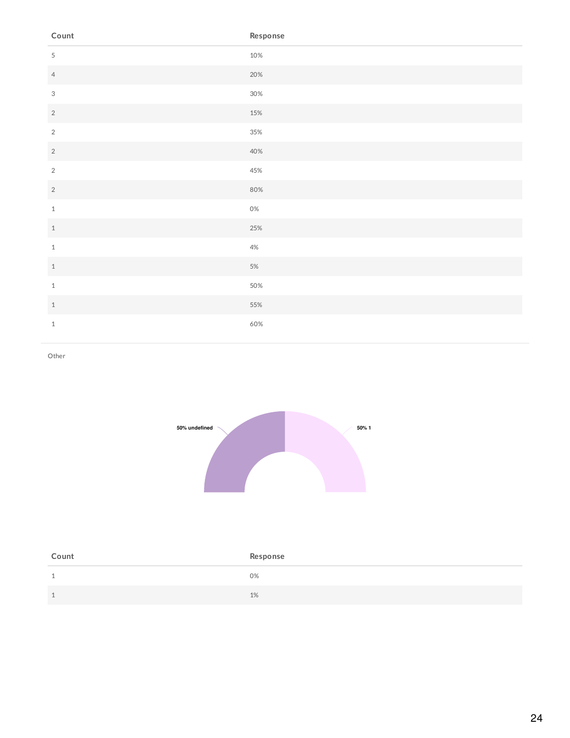| Count | Response |
| --- | --- |
| 5 | 10% |
| 4 | 20% |
| 3 | 30% |
| 2 | 15% |
| 2 | 35% |
| 2 | 40% |
| 2 | 45% |
| 2 | 80% |
| 1 | 0% |
| 1 | 25% |
| 1 | 4% |
| 1 | 5% |
| 1 | 50% |
| 1 | 55% |
| 1 | 60% |

Other

50% undefined

50% 1

| Count | Response |
| --- | --- |
| 1 | 0% |
| 1 | 1% |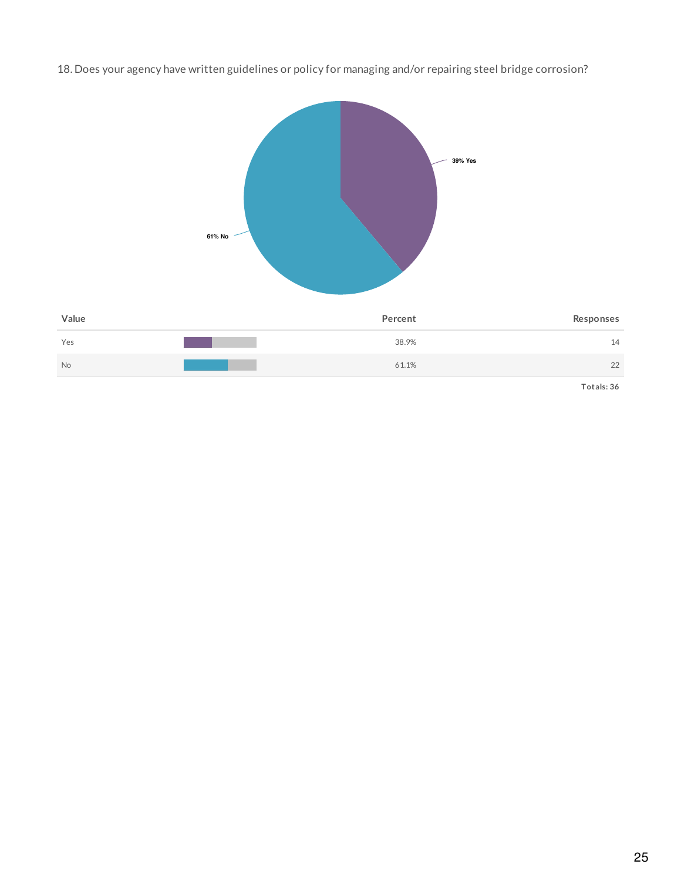18. Does your agency have written guidelines or policy for managing and/or repairing steel bridge corrosion?

39% Yes

61% No

| Value | Percent | Responses |
|---|---|---|
| Yes | 38.9% | 14 |
| No | 61.1% | 22 |
| | | Totals: 36 |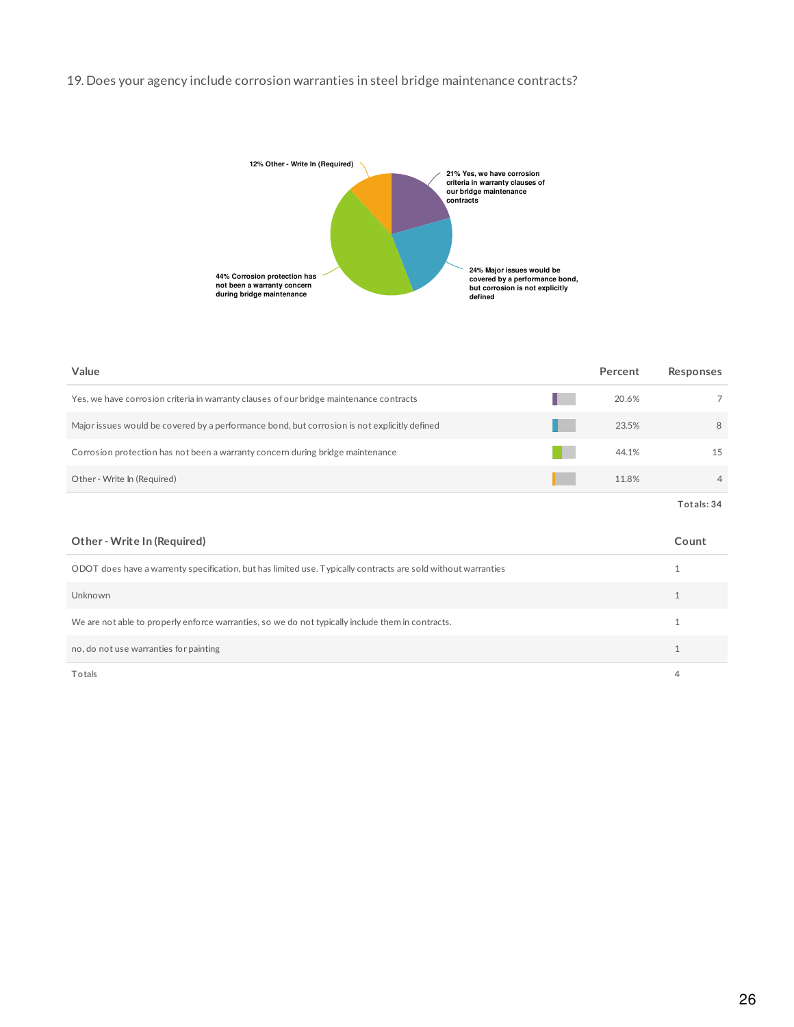19. Does your agency include corrosion warranties in steel bridge maintenance contracts?

12% Other - Write In (Required)

21% Yes, we have corrosion criteria in warranty clauses of our bridge maintenance contracts

24% Major issues would be covered by a performance bond, but corrosion is not explicitly defined

44% Corrosion protection has not been a warranty concern during bridge maintenance

| Value | Percent | Responses |
|---|---|---|
| Yes, we have corrosion criteria in warranty clauses of our bridge maintenance contracts | 20.6% | 7 |
| Major issues would be covered by a performance bond, but corrosion is not explicitly defined | 23.5% | 8 |
| Corrosion protection has not been a warranty concern during bridge maintenance | 44.1% | 15 |
| Other - Write In (Required) | 11.8% | 4 |
| | | Totals: 34 |

| Other - Write In (Required) | Count |
|---|---|
| ODOT does have a warrenty specification, but has limited use. Typically contracts are sold without warranties | 1 |
| Unknown | 1 |
| We are not able to properly enforce warranties, so we do not typically include them in contracts. | 1 |
| no, do not use warranties for painting | 1 |
| Totals | 4 |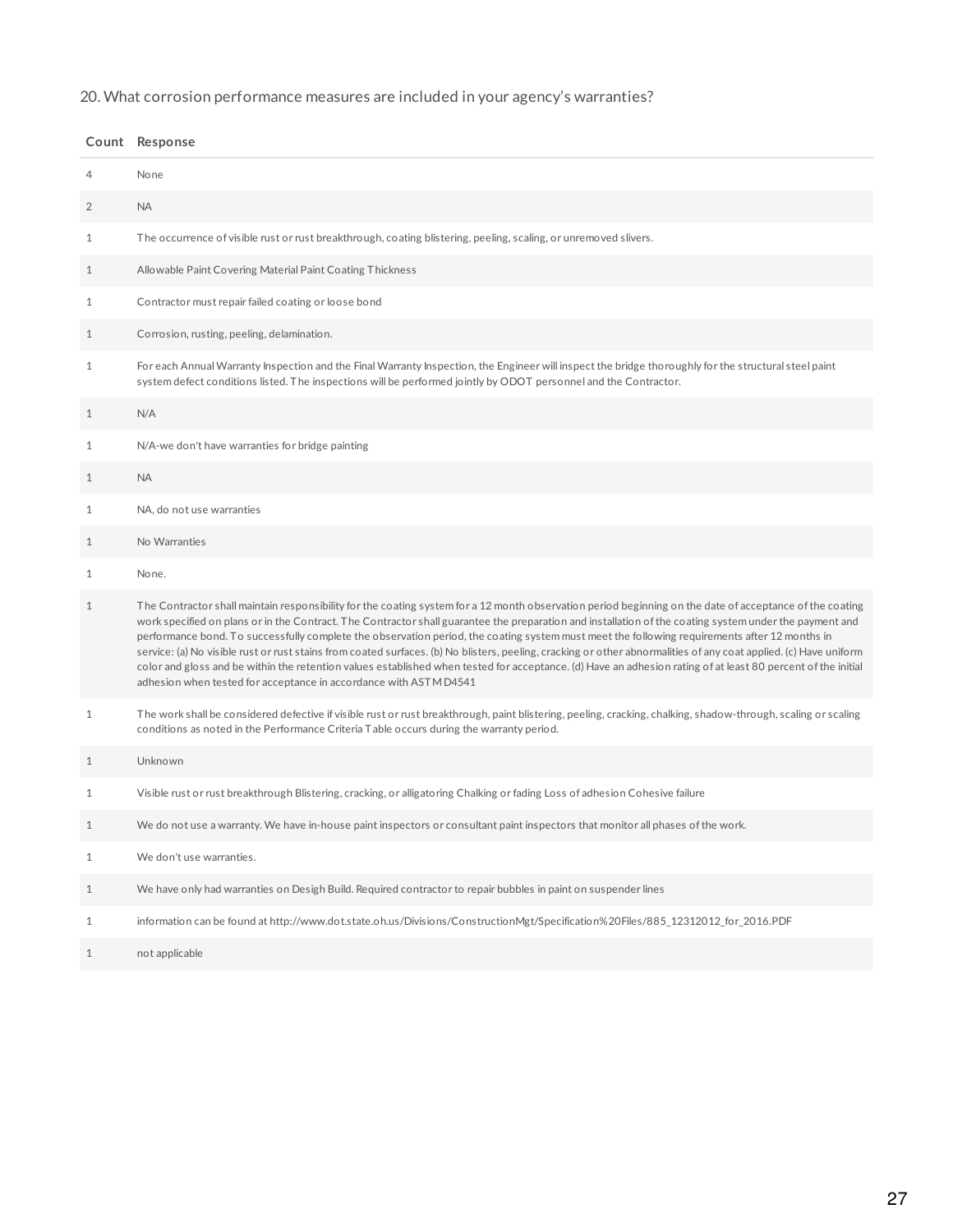20. What corrosion performance measures are included in your agency's warranties?

| Count | Response |
|---|---|
| 4 | None |
| 2 | NA |
| 1 | The occurrence of visible rust or rust breakthrough, coating blistering, peeling, scaling, or unremoved slivers. |
| 1 | Allowable Paint Covering Material Paint Coating Thickness |
| 1 | Contractor must repair failed coating or loose bond |
| 1 | Corrosion, rusting, peeling, delamination. |
| 1 | For each Annual Warranty Inspection and the Final Warranty Inspection, the Engineer will inspect the bridge thoroughly for the structural steel paint system defect conditions listed. The inspections will be performed jointly by ODOT personnel and the Contractor. |
| 1 | N/A |
| 1 | N/A-we don't have warranties for bridge painting |
| 1 | NA |
| 1 | NA, do not use warranties |
| 1 | No Warranties |
| 1 | None. |
| 1 | The Contractor shall maintain responsibility for the coating system for a 12 month observation period beginning on the date of acceptance of the coating work specified on plans or in the Contract. The Contractor shall guarantee the preparation and installation of the coating system under the payment and performance bond. To successfully complete the observation period, the coating system must meet the following requirements after 12 months in service: (a) No visible rust or rust stains from coated surfaces. (b) No blisters, peeling, cracking or other abnormalities of any coat applied. (c) Have uniform color and gloss and be within the retention values established when tested for acceptance. (d) Have an adhesion rating of at least 80 percent of the initial adhesion when tested for acceptance in accordance with ASTM D4541 |
| 1 | The work shall be considered defective if visible rust or rust breakthrough, paint blistering, peeling, cracking, chalking, shadow-through, scaling or scaling conditions as noted in the Performance Criteria Table occurs during the warranty period. |
| 1 | Unknown |
| 1 | Visible rust or rust breakthrough Blistering, cracking, or alligatoring Chalking or fading Loss of adhesion Cohesive failure |
| 1 | We do not use a warranty. We have in-house paint inspectors or consultant paint inspectors that monitor all phases of the work. |
| 1 | We don't use warranties. |
| 1 | We have only had warranties on Desigh Build. Required contractor to repair bubbles in paint on suspender lines |
| 1 | information can be found at http://www.dot.state.oh.us/Divisions/ConstructionMgt/Specification%20Files/885_12312012_for_2016.PDF |
| 1 | not applicable |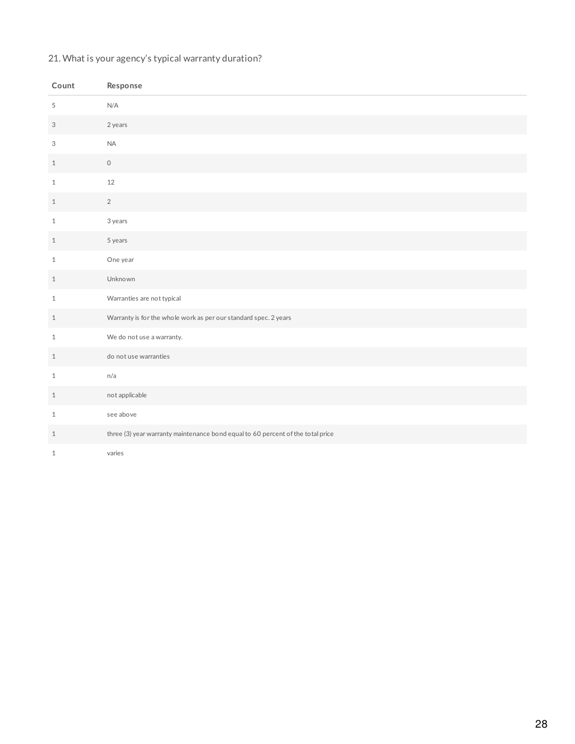21. What is your agency's typical warranty duration?

| Count | Response |
|---|---|
| 5 | N/A |
| 3 | 2 years |
| 3 | NA |
| 1 | 0 |
| 1 | 12 |
| 1 | 2 |
| 1 | 3 years |
| 1 | 5 years |
| 1 | One year |
| 1 | Unknown |
| 1 | Warranties are not typical |
| 1 | Warranty is for the whole work as per our standard spec. 2 years |
| 1 | We do not use a warranty. |
| 1 | do not use warranties |
| 1 | n/a |
| 1 | not applicable |
| 1 | see above |
| 1 | three (3) year warranty maintenance bond equal to 60 percent of the total price |
| 1 | varies |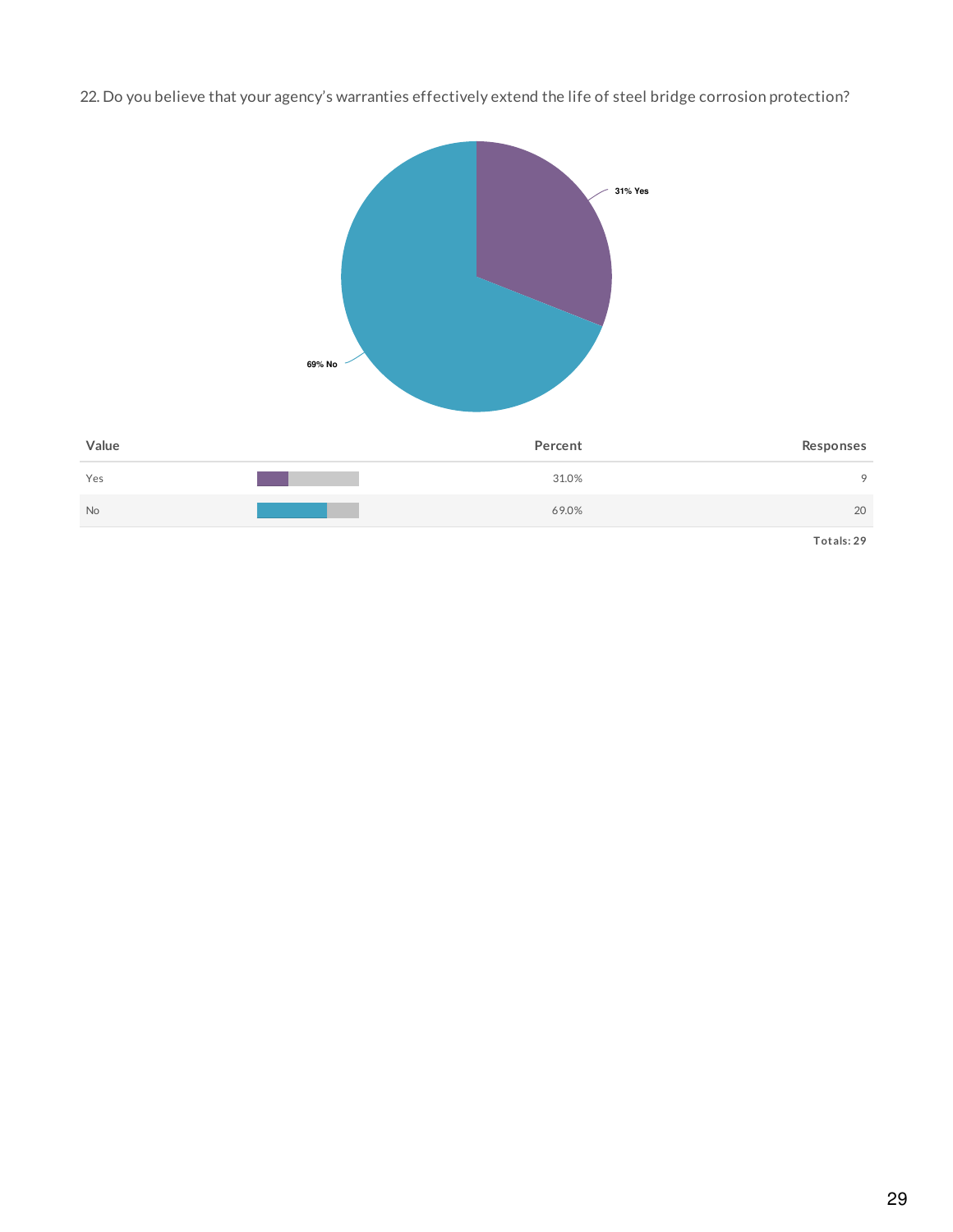22. Do you believe that your agency's warranties effectively extend the life of steel bridge corrosion protection?

31% Yes

69% No

| Value | Percent | Responses |
|---|---|---|
| Yes | 31.0% | 9 |
| No | 69.0% | 20 |
| | | Totals: 29 |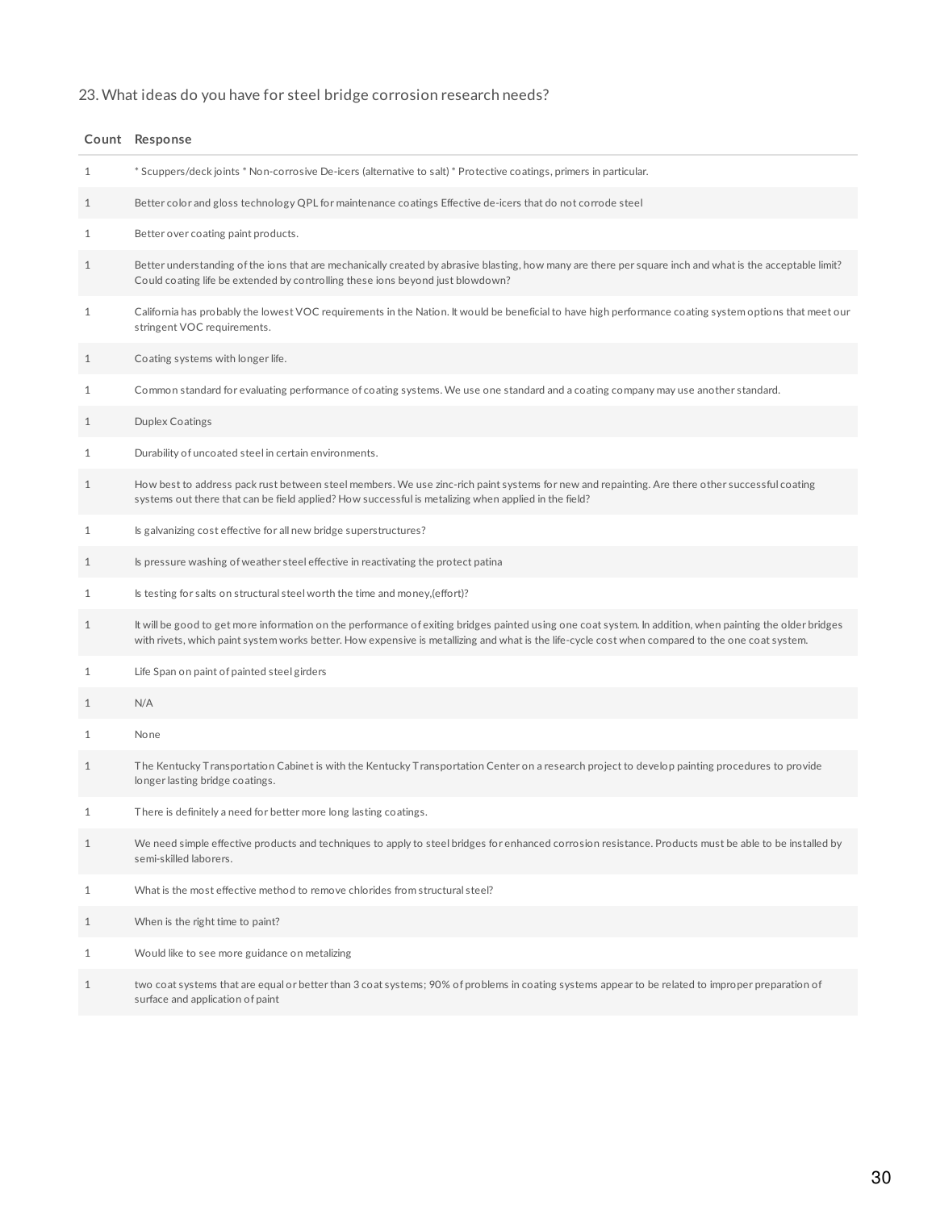23. What ideas do you have for steel bridge corrosion research needs?

| Count | Response |
|---|---|
| 1 | * Scuppers/deck joints * Non-corrosive De-icers (alternative to salt) * Protective coatings, primers in particular. |
| 1 | Better color and gloss technology QPL for maintenance coatings Effective de-icers that do not corrode steel |
| 1 | Better over coating paint products. |
| 1 | Better understanding of the ions that are mechanically created by abrasive blasting, how many are there per square inch and what is the acceptable limit? Could coating life be extended by controlling these ions beyond just blowdown? |
| 1 | California has probably the lowest VOC requirements in the Nation. It would be beneficial to have high performance coating system options that meet our stringent VOC requirements. |
| 1 | Coating systems with longer life. |
| 1 | Common standard for evaluating performance of coating systems. We use one standard and a coating company may use another standard. |
| 1 | Duplex Coatings |
| 1 | Durability of uncoated steel in certain environments. |
| 1 | How best to address pack rust between steel members. We use zinc-rich paint systems for new and repainting. Are there other successful coating systems out there that can be field applied? How successful is metalizing when applied in the field? |
| 1 | Is galvanizing cost effective for all new bridge superstructures? |
| 1 | Is pressure washing of weather steel effective in reactivating the protect patina |
| 1 | Is testing for salts on structural steel worth the time and money,(effort)? |
| 1 | It will be good to get more information on the performance of exiting bridges painted using one coat system. In addition, when painting the older bridges with rivets, which paint system works better. How expensive is metallizing and what is the life-cycle cost when compared to the one coat system. |
| 1 | Life Span on paint of painted steel girders |
| 1 | N/A |
| 1 | None |
| 1 | The Kentucky Transportation Cabinet is with the Kentucky Transportation Center on a research project to develop painting procedures to provide longer lasting bridge coatings. |
| 1 | There is definitely a need for better more long lasting coatings. |
| 1 | We need simple effective products and techniques to apply to steel bridges for enhanced corrosion resistance. Products must be able to be installed by semi-skilled laborers. |
| 1 | What is the most effective method to remove chlorides from structural steel? |
| 1 | When is the right time to paint? |
| 1 | Would like to see more guidance on metalizing |
| 1 | two coat systems that are equal or better than 3 coat systems; 90% of problems in coating systems appear to be related to improper preparation of surface and application of paint |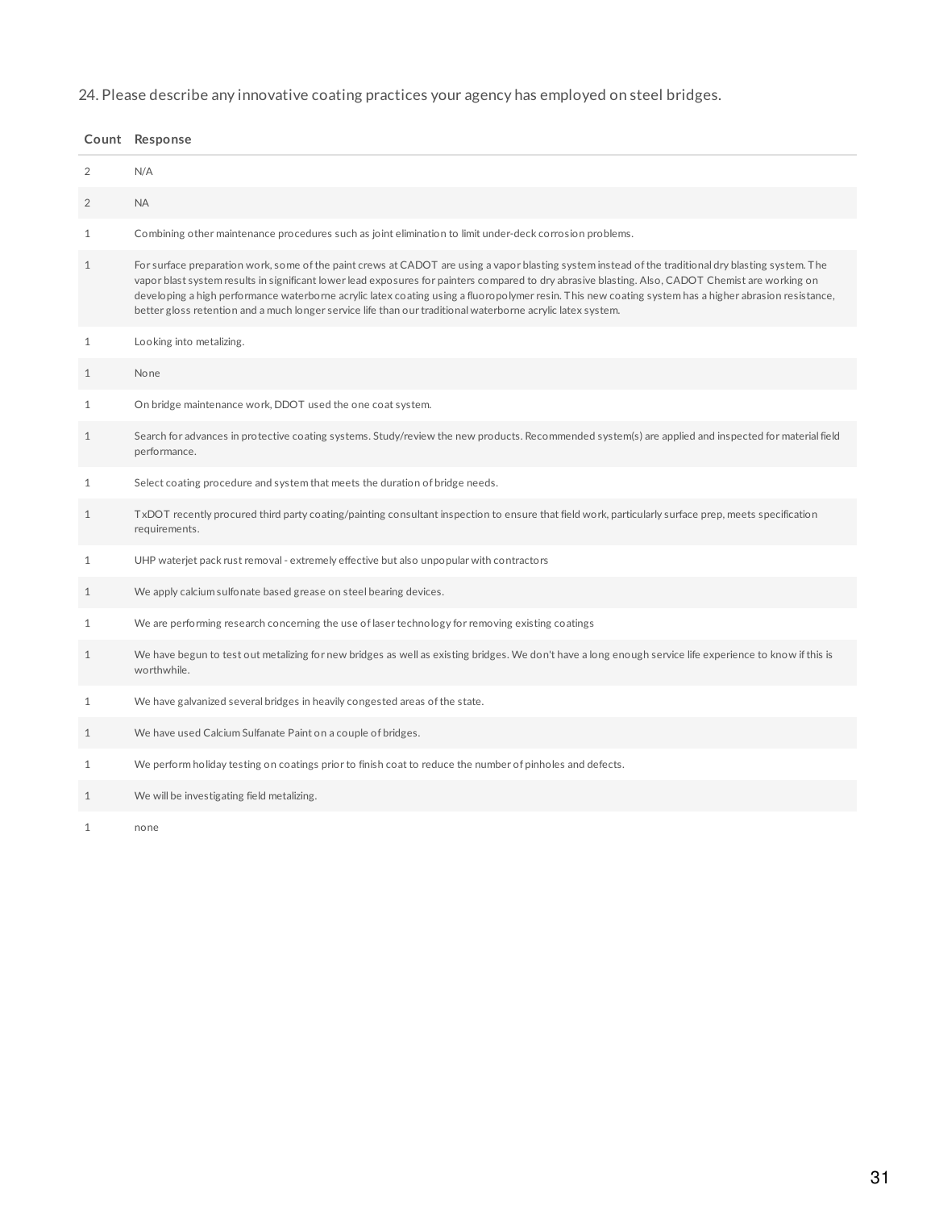24. Please describe any innovative coating practices your agency has employed on steel bridges.

| Count | Response |
|---|---|
| 2 | N/A |
| 2 | NA |
| 1 | Combining other maintenance procedures such as joint elimination to limit under-deck corrosion problems. |
| 1 | For surface preparation work, some of the paint crews at CADOT are using a vapor blasting system instead of the traditional dry blasting system. The vapor blast system results in significant lower lead exposures for painters compared to dry abrasive blasting. Also, CADOT Chemist are working on developing a high performance waterborne acrylic latex coating using a fluoropolymer resin. This new coating system has a higher abrasion resistance, better gloss retention and a much longer service life than our traditional waterborne acrylic latex system. |
| 1 | Looking into metalizing. |
| 1 | None |
| 1 | On bridge maintenance work, DDOT used the one coat system. |
| 1 | Search for advances in protective coating systems. Study/review the new products. Recommended system(s) are applied and inspected for material field performance. |
| 1 | Select coating procedure and system that meets the duration of bridge needs. |
| 1 | TxDOT recently procured third party coating/painting consultant inspection to ensure that field work, particularly surface prep, meets specification requirements. |
| 1 | UHP waterjet pack rust removal - extremely effective but also unpopular with contractors |
| 1 | We apply calcium sulfonate based grease on steel bearing devices. |
| 1 | We are performing research concerning the use of laser technology for removing existing coatings |
| 1 | We have begun to test out metalizing for new bridges as well as existing bridges. We don't have a long enough service life experience to know if this is worthwhile. |
| 1 | We have galvanized several bridges in heavily congested areas of the state. |
| 1 | We have used Calcium Sulfanate Paint on a couple of bridges. |
| 1 | We perform holiday testing on coatings prior to finish coat to reduce the number of pinholes and defects. |
| 1 | We will be investigating field metalizing. |
| 1 | none |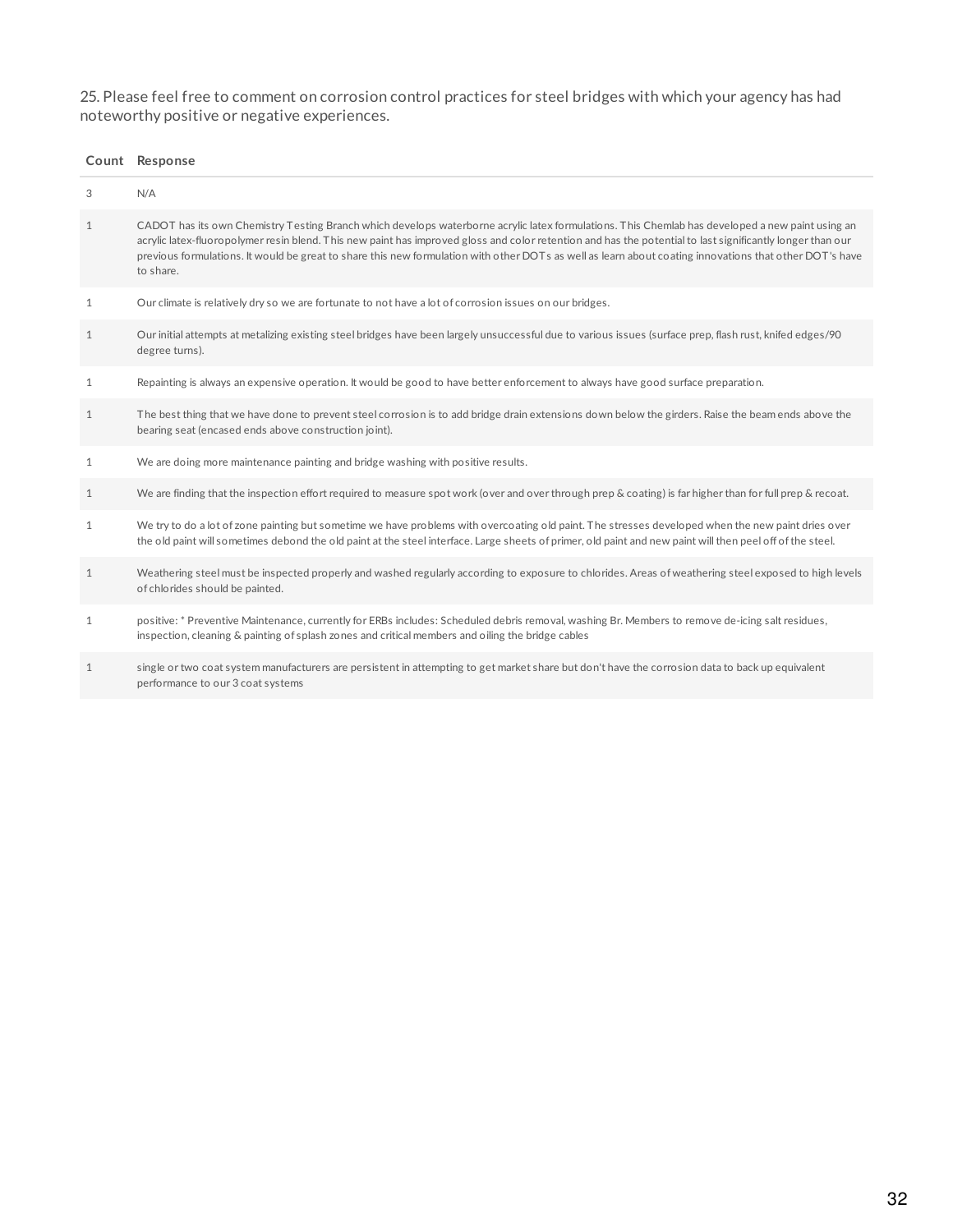25. Please feel free to comment on corrosion control practices for steel bridges with which your agency has had noteworthy positive or negative experiences.

| Count | Response |
|---|---|
| 3 | N/A |
| 1 | CADOT has its own Chemistry Testing Branch which develops waterborne acrylic latex formulations. This Chemlab has developed a new paint using an acrylic latex-fluoropolymer resin blend. This new paint has improved gloss and color retention and has the potential to last significantly longer than our previous formulations. It would be great to share this new formulation with other DOTs as well as learn about coating innovations that other DOT's have to share. |
| 1 | Our climate is relatively dry so we are fortunate to not have a lot of corrosion issues on our bridges. |
| 1 | Our initial attempts at metalizing existing steel bridges have been largely unsuccessful due to various issues (surface prep, flash rust, knifed edges/90 degree turns). |
| 1 | Repainting is always an expensive operation. It would be good to have better enforcement to always have good surface preparation. |
| 1 | The best thing that we have done to prevent steel corrosion is to add bridge drain extensions down below the girders. Raise the beam ends above the bearing seat (encased ends above construction joint). |
| 1 | We are doing more maintenance painting and bridge washing with positive results. |
| 1 | We are finding that the inspection effort required to measure spot work (over and over through prep & coating) is far higher than for full prep & recoat. |
| 1 | We try to do a lot of zone painting but sometime we have problems with overcoating old paint. The stresses developed when the new paint dries over the old paint will sometimes debond the old paint at the steel interface. Large sheets of primer, old paint and new paint will then peel off of the steel. |
| 1 | Weathering steel must be inspected properly and washed regularly according to exposure to chlorides. Areas of weathering steel exposed to high levels of chlorides should be painted. |
| 1 | positive: * Preventive Maintenance, currently for ERBs includes: Scheduled debris removal, washing Br. Members to remove de-icing salt residues, inspection, cleaning & painting of splash zones and critical members and oiling the bridge cables |
| 1 | single or two coat system manufacturers are persistent in attempting to get market share but don't have the corrosion data to back up equivalent performance to our 3 coat systems |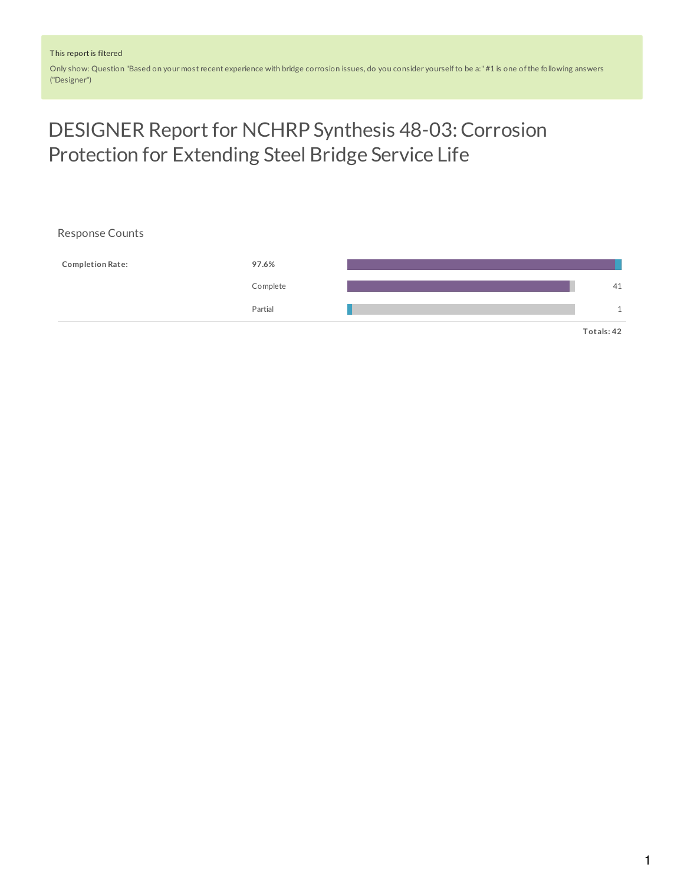This report is filtered

Only show: Question "Based on your most recent experience with bridge corrosion issues, do you consider yourself to be a:" #1 is one of the following answers ("Designer")

# DESIGNER Report for NCHRP Synthesis 48-03: Corrosion Protection for Extending Steel Bridge Service Life

## Response Counts

| Completion Rate: | 97.6% | |
|---|---|---|
| | Complete | 41 |
| | Partial | 1 |
| | | **Totals: 42** |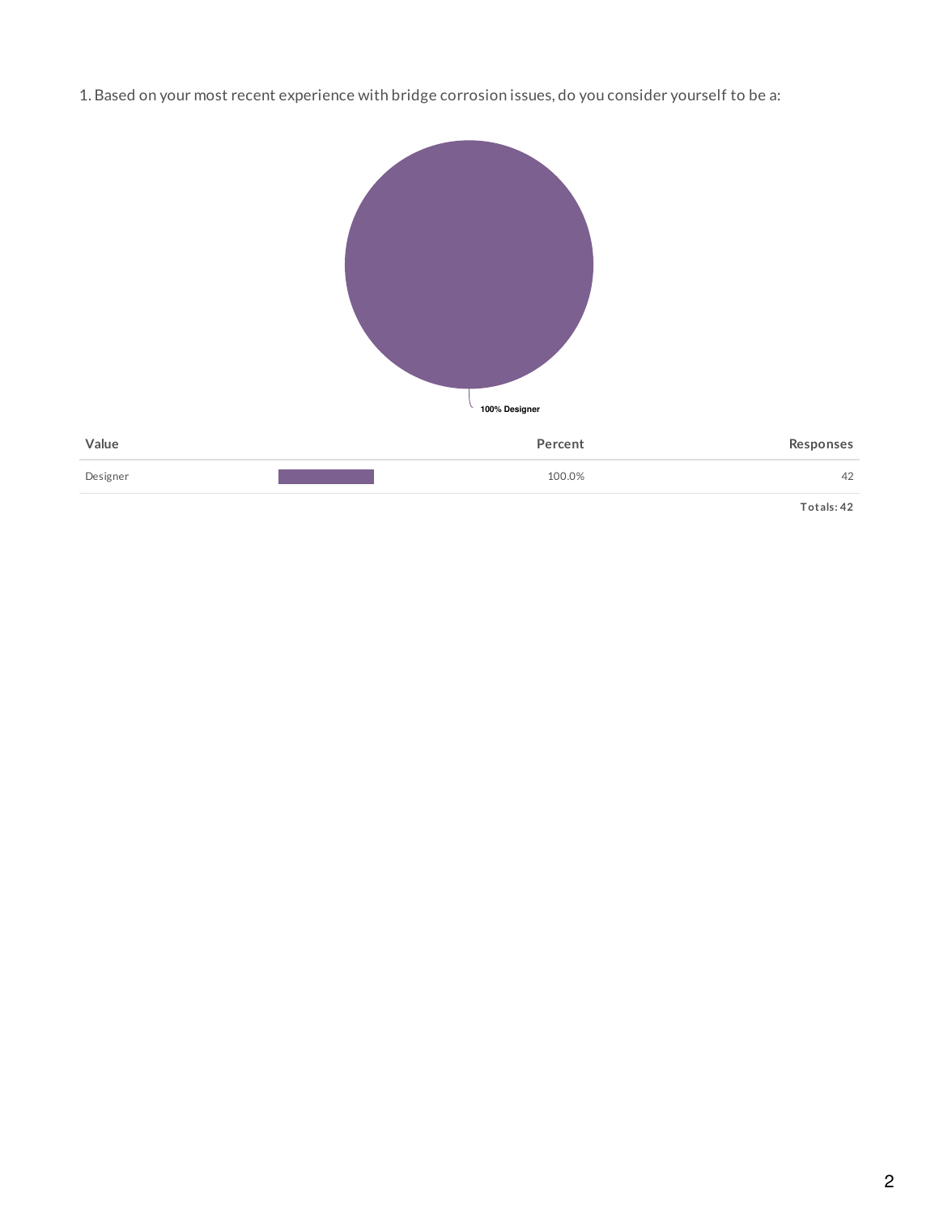1. Based on your most recent experience with bridge corrosion issues, do you consider yourself to be a:

100% Designer

| Value | Percent | Responses |
|---|---|---|
| Designer | 100.0% | 42 |
| | | **Totals: 42** |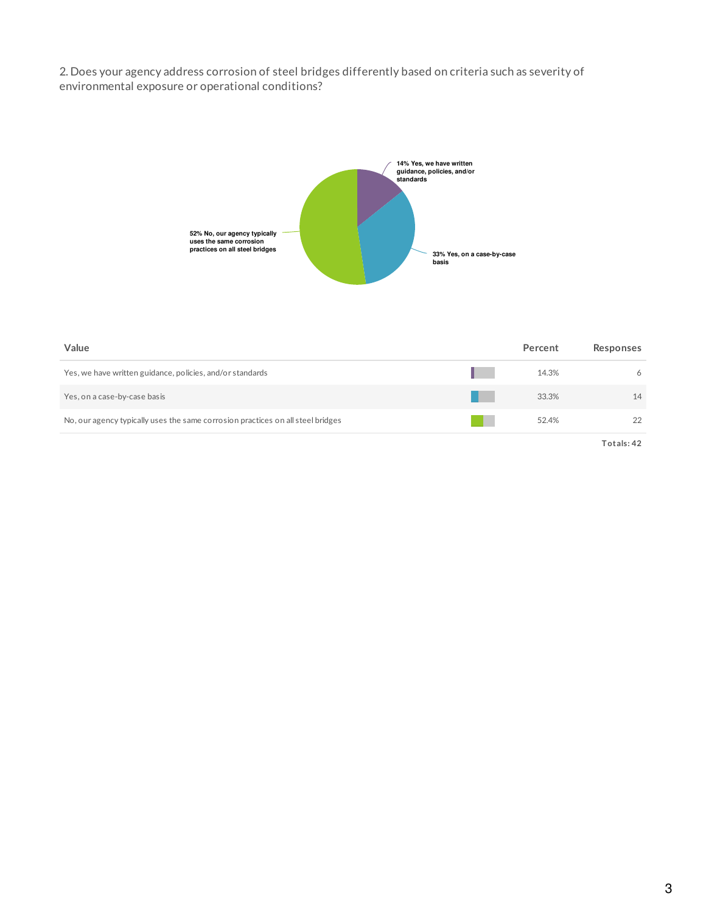2. Does your agency address corrosion of steel bridges differently based on criteria such as severity of environmental exposure or operational conditions?

14% Yes, we have written guidance, policies, and/or standards

33% Yes, on a case-by-case basis

52% No, our agency typically uses the same corrosion practices on all steel bridges

| Value | Percent | Responses |
|---|---|---|
| Yes, we have written guidance, policies, and/or standards | 14.3% | 6 |
| Yes, on a case-by-case basis | 33.3% | 14 |
| No, our agency typically uses the same corrosion practices on all steel bridges | 52.4% | 22 |
| | | Totals: 42 |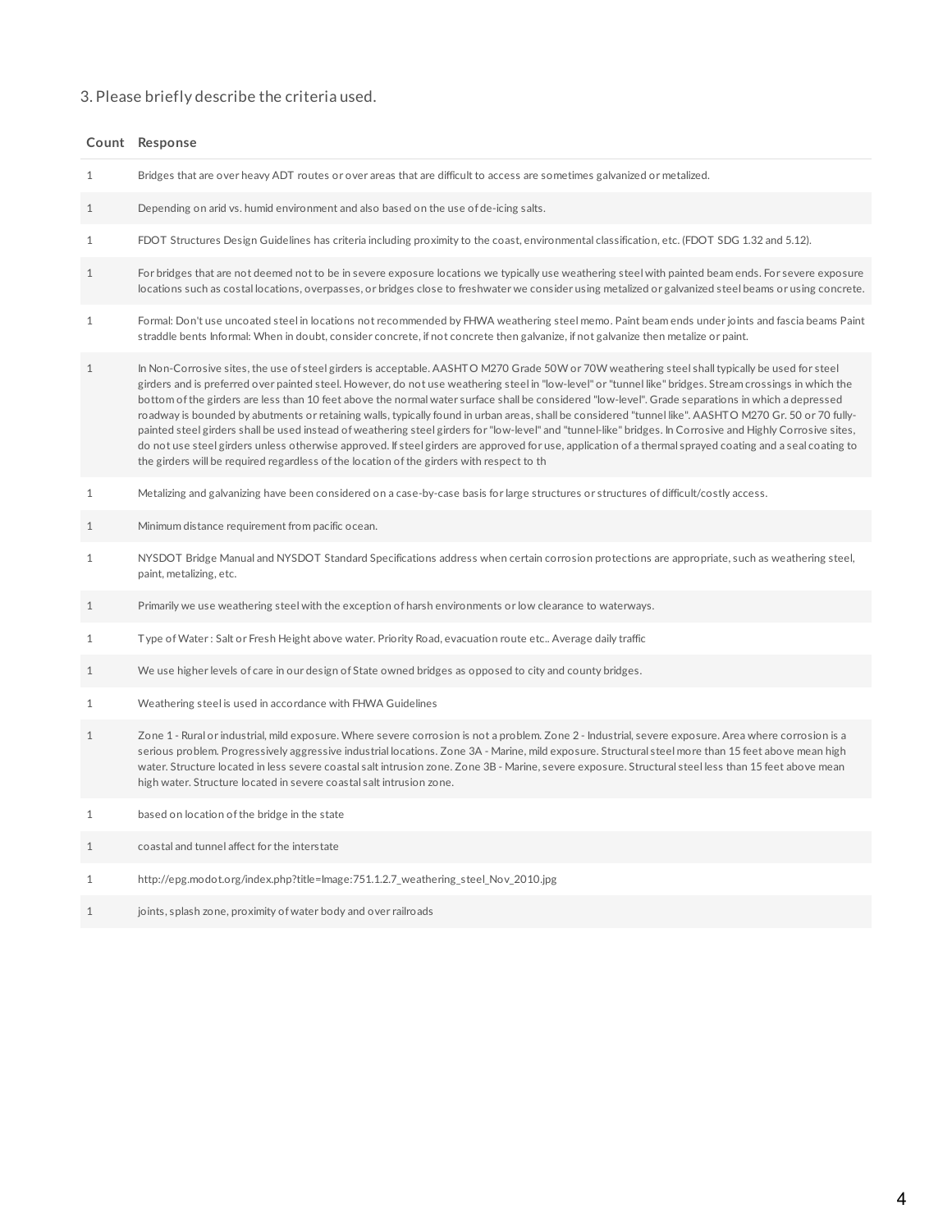3. Please briefly describe the criteria used.

| Count | Response |
| --- | --- |
| 1 | Bridges that are over heavy ADT routes or over areas that are difficult to access are sometimes galvanized or metalized. |
| 1 | Depending on arid vs. humid environment and also based on the use of de-icing salts. |
| 1 | FDOT Structures Design Guidelines has criteria including proximity to the coast, environmental classification, etc. (FDOT SDG 1.32 and 5.12). |
| 1 | For bridges that are not deemed not to be in severe exposure locations we typically use weathering steel with painted beam ends. For severe exposure locations such as costal locations, overpasses, or bridges close to freshwater we consider using metalized or galvanized steel beams or using concrete. |
| 1 | Formal: Don't use uncoated steel in locations not recommended by FHWA weathering steel memo. Paint beam ends under joints and fascia beams Paint straddle bents Informal: When in doubt, consider concrete, if not concrete then galvanize, if not galvanize then metalize or paint. |
| 1 | In Non-Corrosive sites, the use of steel girders is acceptable. AASHTO M270 Grade 50W or 70W weathering steel shall typically be used for steel girders and is preferred over painted steel. However, do not use weathering steel in "low-level" or "tunnel like" bridges. Stream crossings in which the bottom of the girders are less than 10 feet above the normal water surface shall be considered "low-level". Grade separations in which a depressed roadway is bounded by abutments or retaining walls, typically found in urban areas, shall be considered "tunnel like". AASHTO M270 Gr. 50 or 70 fully-painted steel girders shall be used instead of weathering steel girders for "low-level" and "tunnel-like" bridges. In Corrosive and Highly Corrosive sites, do not use steel girders unless otherwise approved. If steel girders are approved for use, application of a thermal sprayed coating and a seal coating to the girders will be required regardless of the location of the girders with respect to th |
| 1 | Metalizing and galvanizing have been considered on a case-by-case basis for large structures or structures of difficult/costly access. |
| 1 | Minimum distance requirement from pacific ocean. |
| 1 | NYSDOT Bridge Manual and NYSDOT Standard Specifications address when certain corrosion protections are appropriate, such as weathering steel, paint, metalizing, etc. |
| 1 | Primarily we use weathering steel with the exception of harsh environments or low clearance to waterways. |
| 1 | Type of Water : Salt or Fresh Height above water. Priority Road, evacuation route etc.. Average daily traffic |
| 1 | We use higher levels of care in our design of State owned bridges as opposed to city and county bridges. |
| 1 | Weathering steel is used in accordance with FHWA Guidelines |
| 1 | Zone 1 - Rural or industrial, mild exposure. Where severe corrosion is not a problem. Zone 2 - Industrial, severe exposure. Area where corrosion is a serious problem. Progressively aggressive industrial locations. Zone 3A - Marine, mild exposure. Structural steel more than 15 feet above mean high water. Structure located in less severe coastal salt intrusion zone. Zone 3B - Marine, severe exposure. Structural steel less than 15 feet above mean high water. Structure located in severe coastal salt intrusion zone. |
| 1 | based on location of the bridge in the state |
| 1 | coastal and tunnel affect for the interstate |
| 1 | http://epg.modot.org/index.php?title=Image:751.1.2.7_weathering_steel_Nov_2010.jpg |
| 1 | joints, splash zone, proximity of water body and over railroads |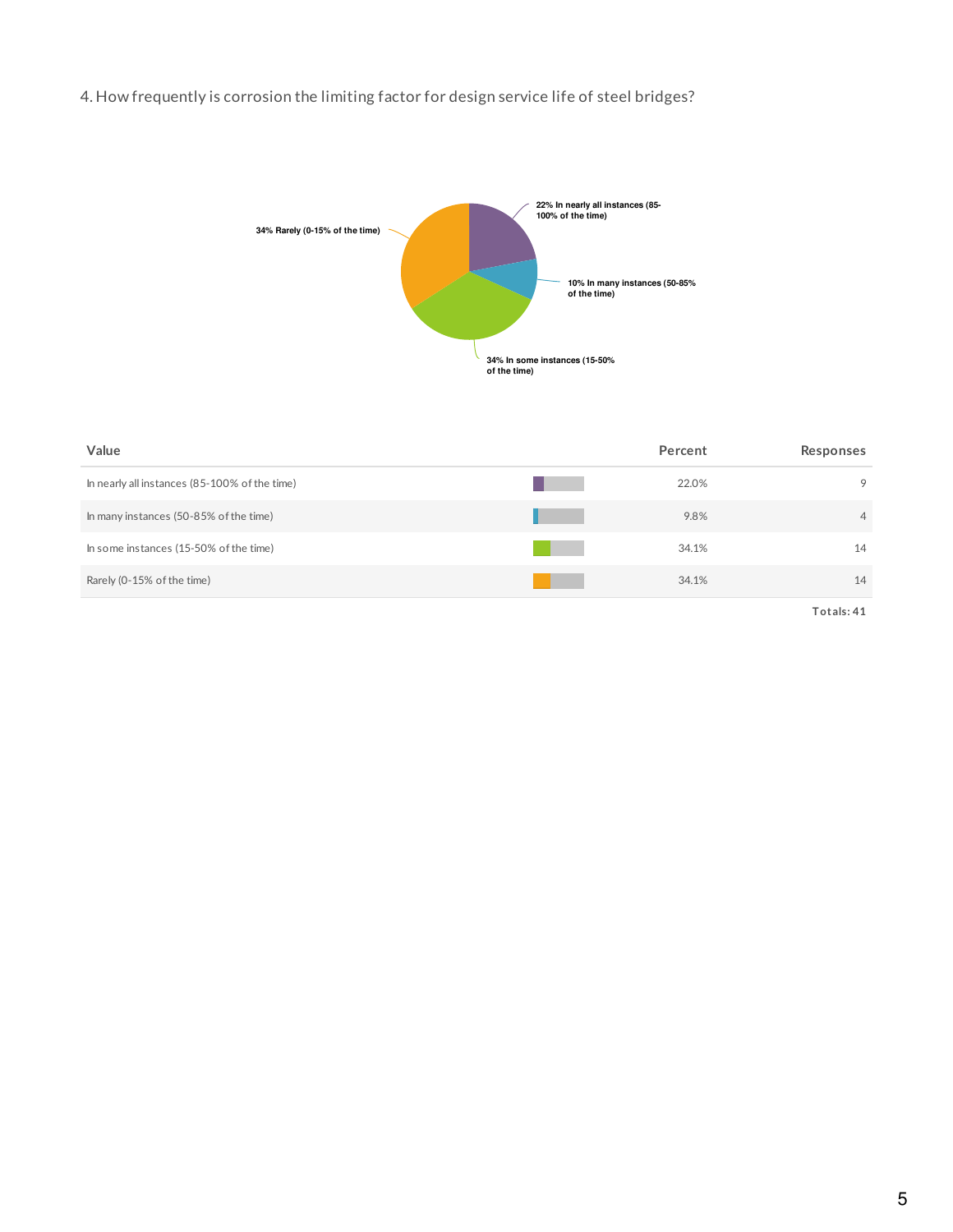4. How frequently is corrosion the limiting factor for design service life of steel bridges?

| Value | Percent | Responses |
|---|---|---|
| In nearly all instances (85-100% of the time) | 22.0% | 9 |
| In many instances (50-85% of the time) | 9.8% | 4 |
| In some instances (15-50% of the time) | 34.1% | 14 |
| Rarely (0-15% of the time) | 34.1% | 14 |
| | | **Totals: 41** |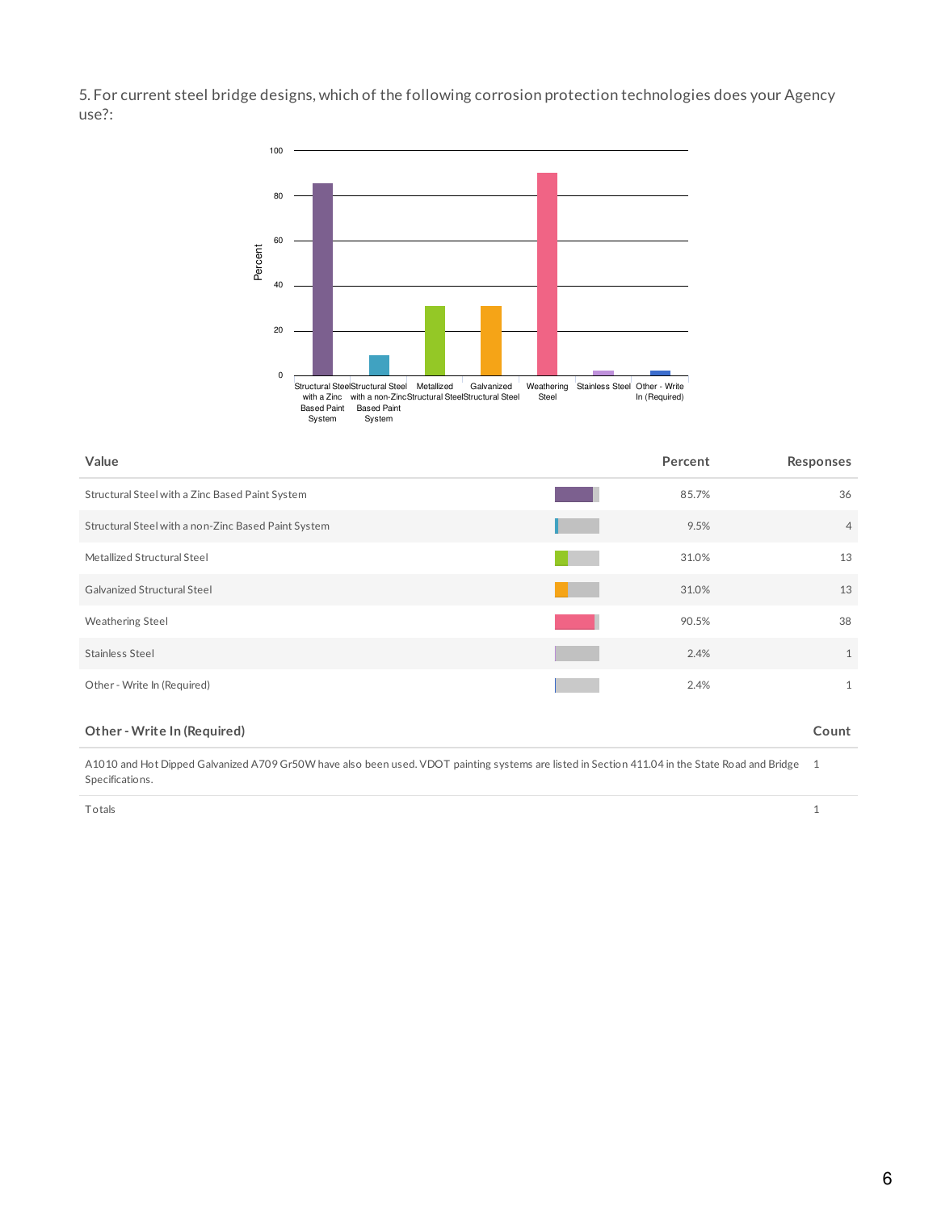5. For current steel bridge designs, which of the following corrosion protection technologies does your Agency use?:

| Value | Percent | Responses |
|---|---|---|
| Structural Steel with a Zinc Based Paint System | 85.7% | 36 |
| Structural Steel with a non-Zinc Based Paint System | 9.5% | 4 |
| Metallized Structural Steel | 31.0% | 13 |
| Galvanized Structural Steel | 31.0% | 13 |
| Weathering Steel | 90.5% | 38 |
| Stainless Steel | 2.4% | 1 |
| Other - Write In (Required) | 2.4% | 1 |

| Other - Write In (Required) | Count |
|---|---|
| A1010 and Hot Dipped Galvanized A709 Gr50W have also been used. VDOT painting systems are listed in Section 411.04 in the State Road and Bridge Specifications. | 1 |
| Totals | 1 |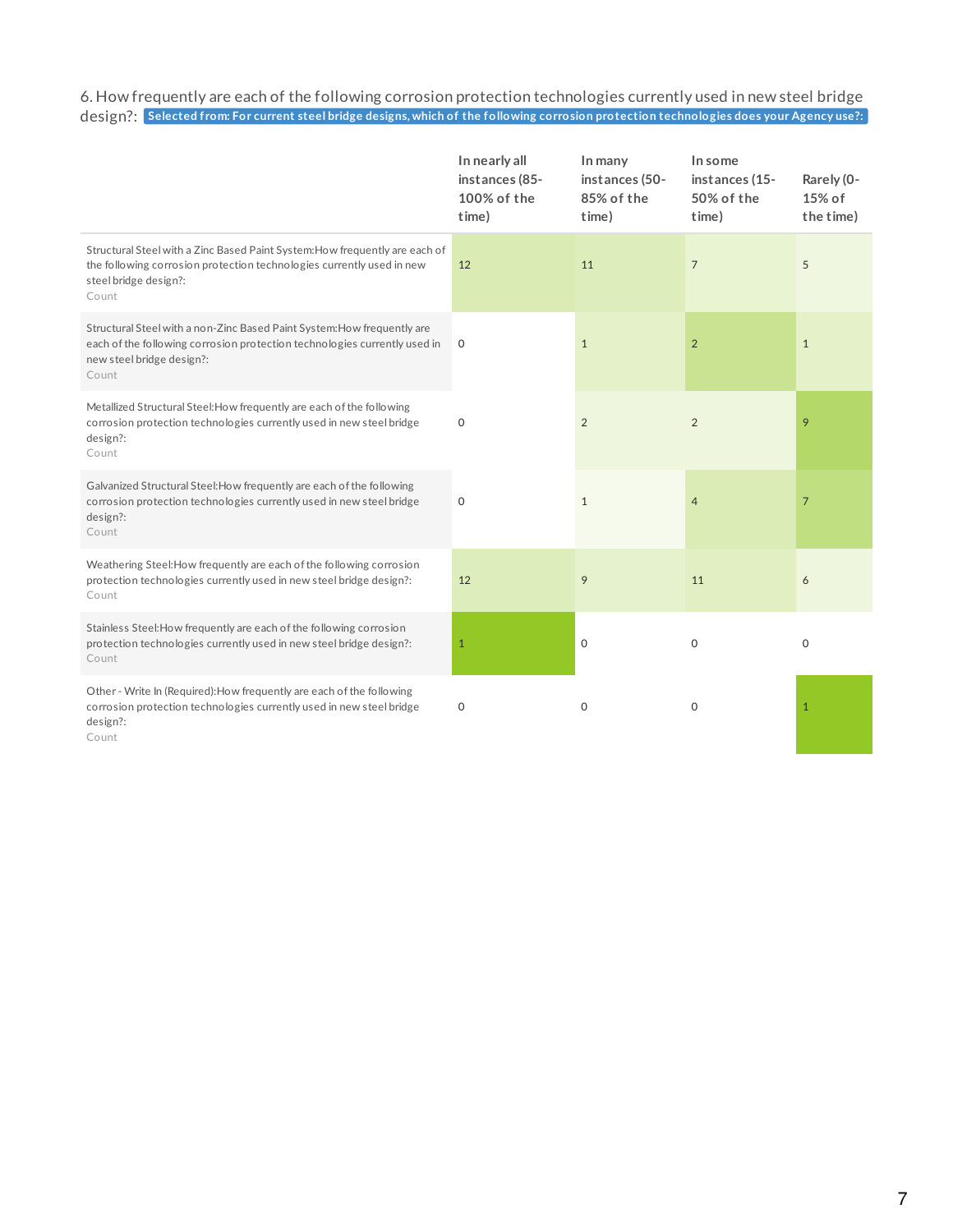6. How frequently are each of the following corrosion protection technologies currently used in new steel bridge design?: **Selected from: For current steel bridge designs, which of the following corrosion protection technologies does your Agency use?:**

| | In nearly all instances (85-100% of the time) | In many instances (50-85% of the time) | In some instances (15-50% of the time) | Rarely (0-15% of the time) |
|---|---|---|---|---|
| Structural Steel with a Zinc Based Paint System:How frequently are each of the following corrosion protection technologies currently used in new steel bridge design?: Count | 12 | 11 | 7 | 5 |
| Structural Steel with a non-Zinc Based Paint System:How frequently are each of the following corrosion protection technologies currently used in new steel bridge design?: Count | 0 | 1 | 2 | 1 |
| Metallized Structural Steel:How frequently are each of the following corrosion protection technologies currently used in new steel bridge design?: Count | 0 | 2 | 2 | 9 |
| Galvanized Structural Steel:How frequently are each of the following corrosion protection technologies currently used in new steel bridge design?: Count | 0 | 1 | 4 | 7 |
| Weathering Steel:How frequently are each of the following corrosion protection technologies currently used in new steel bridge design?: Count | 12 | 9 | 11 | 6 |
| Stainless Steel:How frequently are each of the following corrosion protection technologies currently used in new steel bridge design?: Count | 1 | 0 | 0 | 0 |
| Other - Write In (Required):How frequently are each of the following corrosion protection technologies currently used in new steel bridge design?: Count | 0 | 0 | 0 | 1 |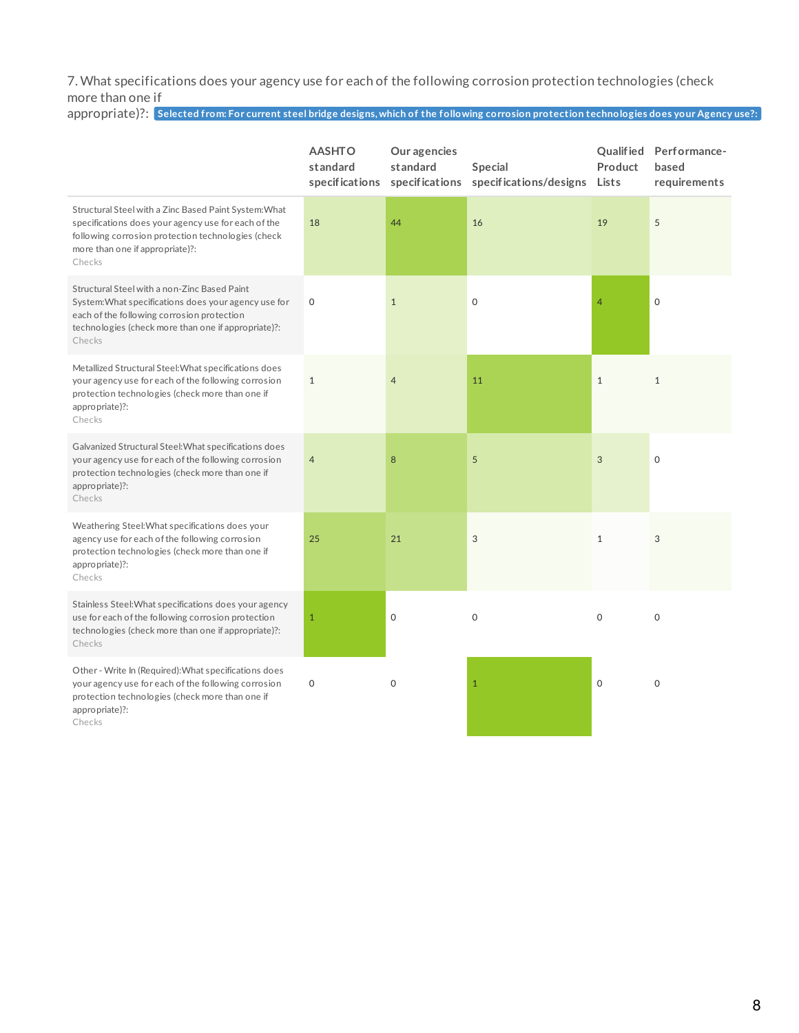7. What specifications does your agency use for each of the following corrosion protection technologies (check more than one if appropriate)?: **Selected from: For current steel bridge designs, which of the following corrosion protection technologies does your Agency use?:**

| | AASHTO standard specifications | Our agencies standard specifications | Special specifications/designs | Qualified Product Lists | Performance-based requirements |
|---|---|---|---|---|---|
| Structural Steel with a Zinc Based Paint System:What specifications does your agency use for each of the following corrosion protection technologies (check more than one if appropriate)?: Checks | 18 | 44 | 16 | 19 | 5 |
| Structural Steel with a non-Zinc Based Paint System:What specifications does your agency use for each of the following corrosion protection technologies (check more than one if appropriate)?: Checks | 0 | 1 | 0 | 4 | 0 |
| Metallized Structural Steel:What specifications does your agency use for each of the following corrosion protection technologies (check more than one if appropriate)?: Checks | 1 | 4 | 11 | 1 | 1 |
| Galvanized Structural Steel:What specifications does your agency use for each of the following corrosion protection technologies (check more than one if appropriate)?: Checks | 4 | 8 | 5 | 3 | 0 |
| Weathering Steel:What specifications does your agency use for each of the following corrosion protection technologies (check more than one if appropriate)?: Checks | 25 | 21 | 3 | 1 | 3 |
| Stainless Steel:What specifications does your agency use for each of the following corrosion protection technologies (check more than one if appropriate)?: Checks | 1 | 0 | 0 | 0 | 0 |
| Other - Write In (Required):What specifications does your agency use for each of the following corrosion protection technologies (check more than one if appropriate)?: Checks | 0 | 0 | 1 | 0 | 0 |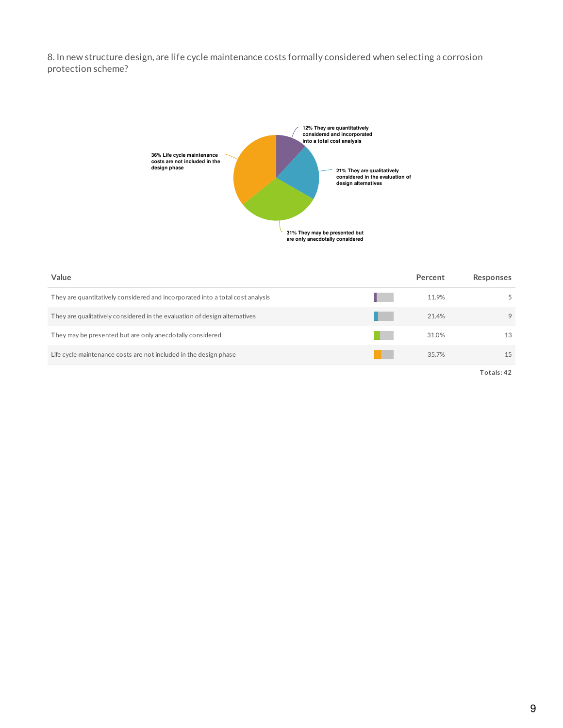8. In new structure design, are life cycle maintenance costs formally considered when selecting a corrosion protection scheme?

12% They are quantitatively considered and incorporated into a total cost analysis

21% They are qualitatively considered in the evaluation of design alternatives

31% They may be presented but are only anecdotally considered

36% Life cycle maintenance costs are not included in the design phase

| Value | Percent | Responses |
|---|---|---|
| They are quantitatively considered and incorporated into a total cost analysis | 11.9% | 5 |
| They are qualitatively considered in the evaluation of design alternatives | 21.4% | 9 |
| They may be presented but are only anecdotally considered | 31.0% | 13 |
| Life cycle maintenance costs are not included in the design phase | 35.7% | 15 |
| | | Totals: 42 |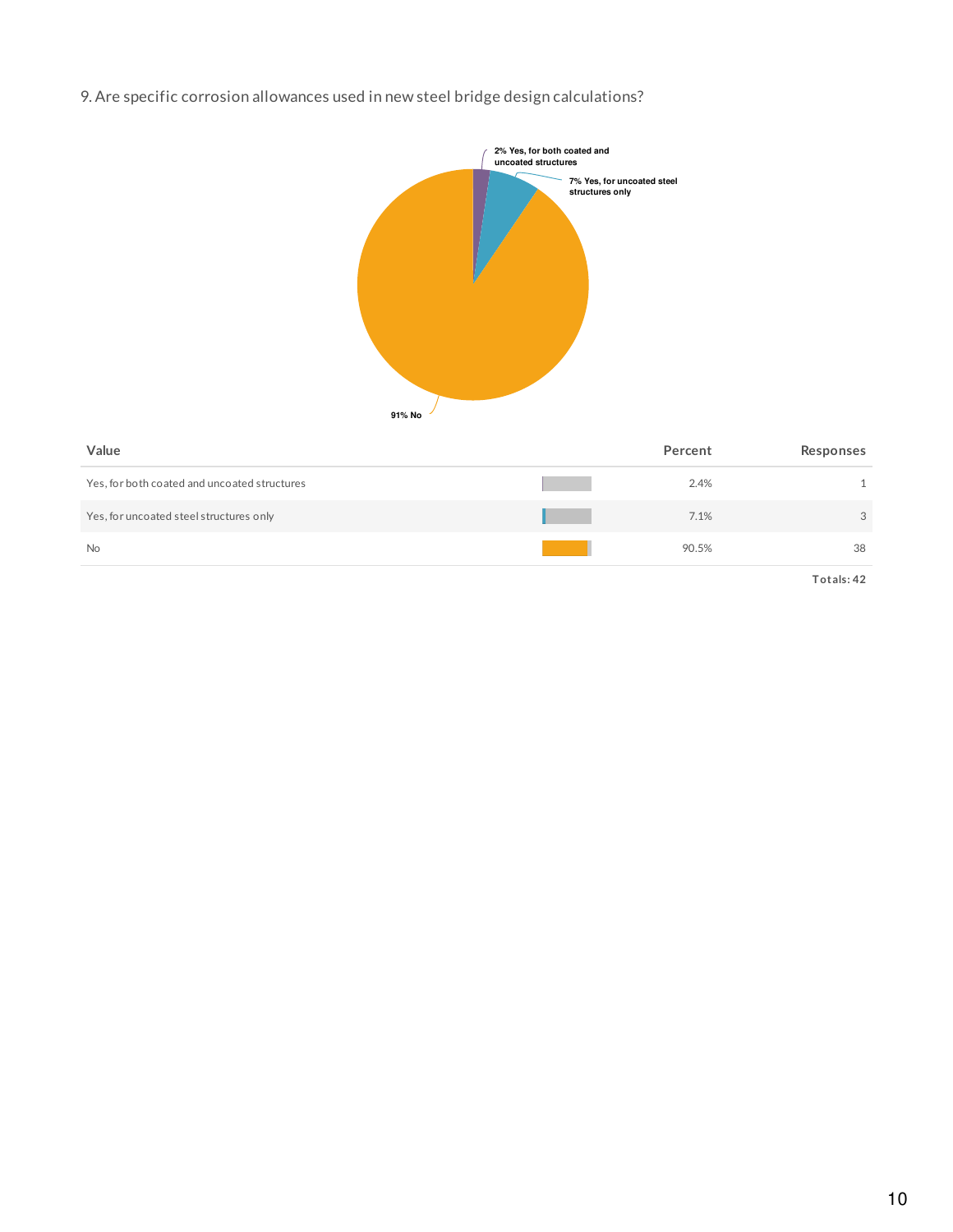9. Are specific corrosion allowances used in new steel bridge design calculations?

| Value | Percent | Responses |
| --- | --- | --- |
| Yes, for both coated and uncoated structures | 2.4% | 1 |
| Yes, for uncoated steel structures only | 7.1% | 3 |
| No | 90.5% | 38 |
| | | Totals: 42 |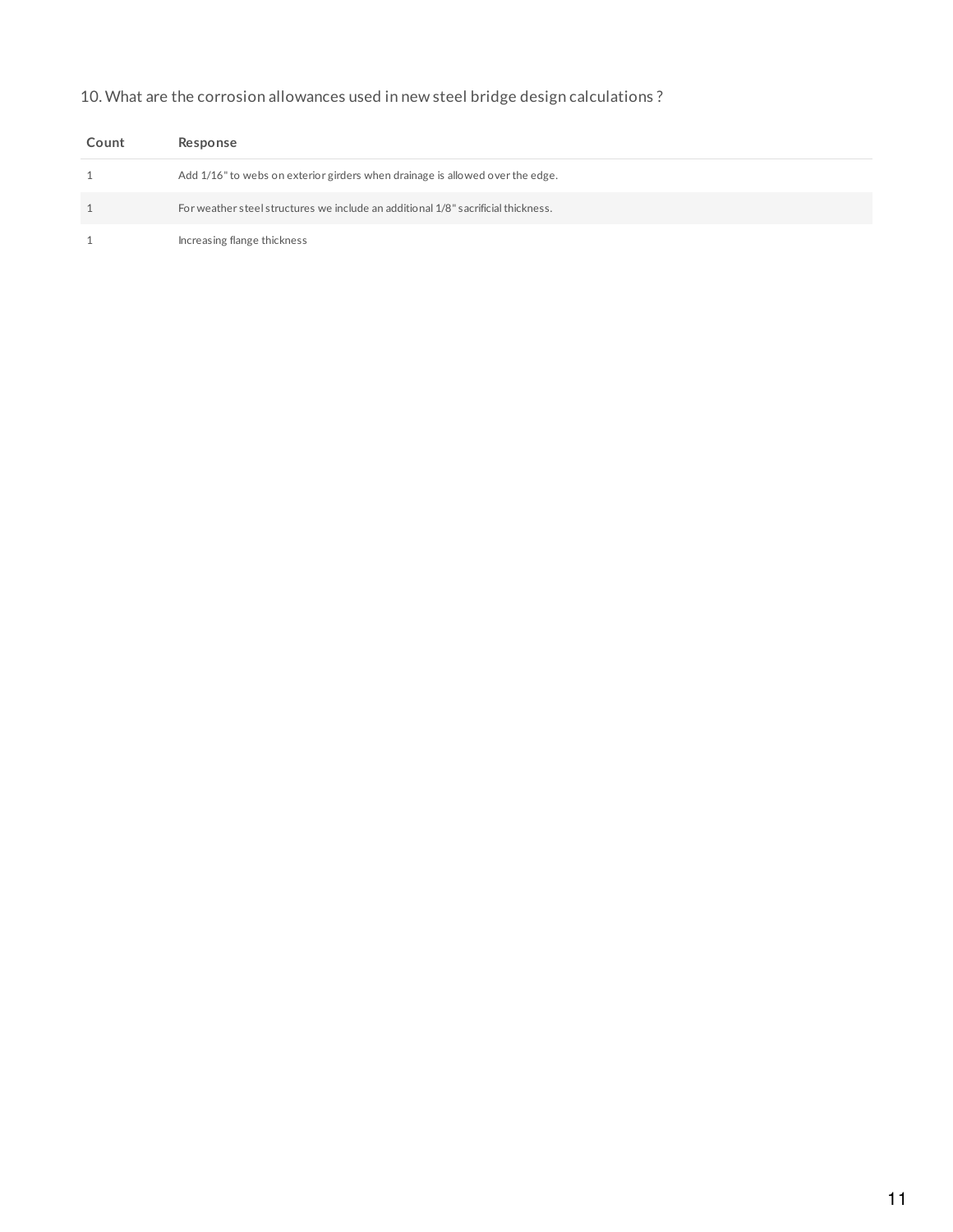10. What are the corrosion allowances used in new steel bridge design calculations ?

| Count | Response |
| --- | --- |
| 1 | Add 1/16" to webs on exterior girders when drainage is allowed over the edge. |
| 1 | For weather steel structures we include an additional 1/8" sacrificial thickness. |
| 1 | Increasing flange thickness |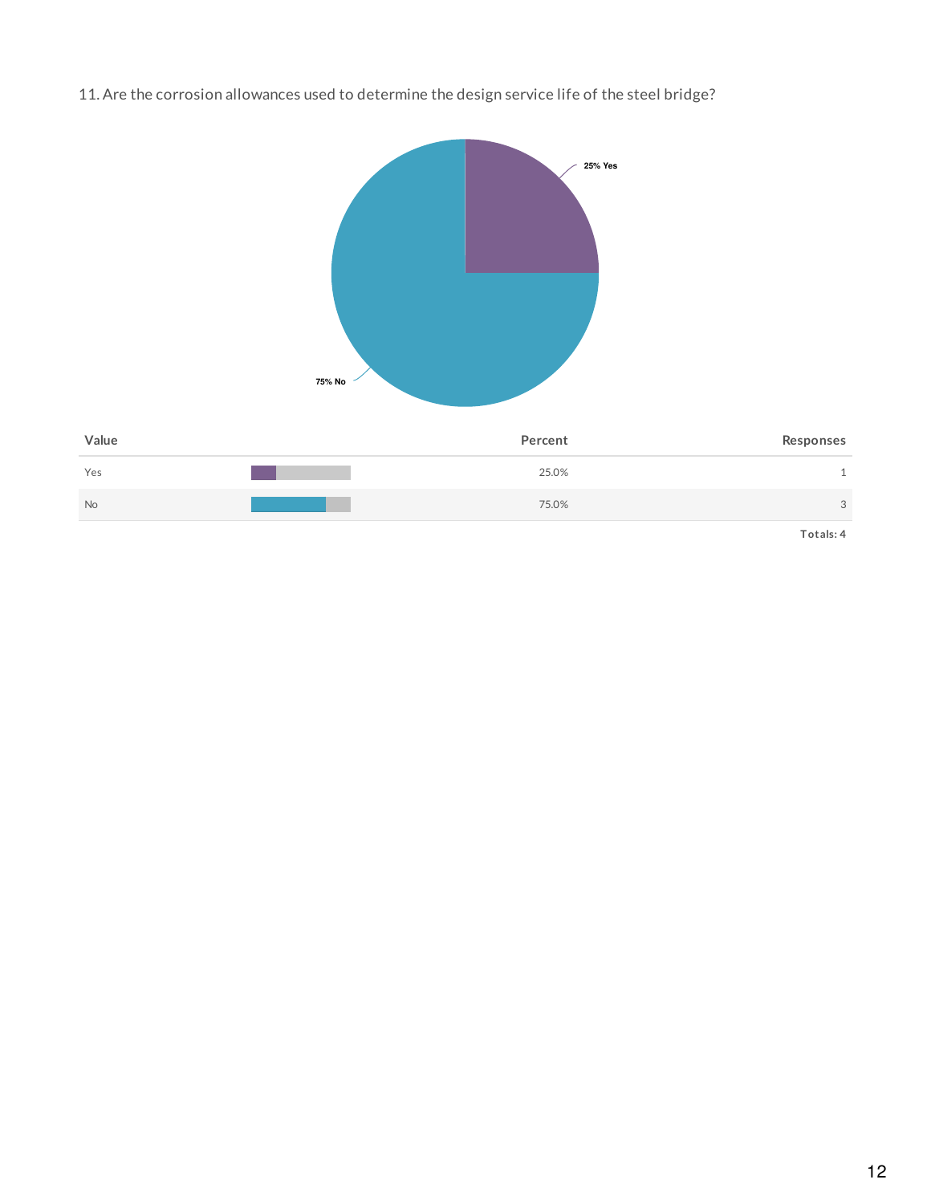11. Are the corrosion allowances used to determine the design service life of the steel bridge?

| Value | Percent | Responses |
|---|---|---|
| Yes | 25.0% | 1 |
| No | 75.0% | 3 |

Totals: 4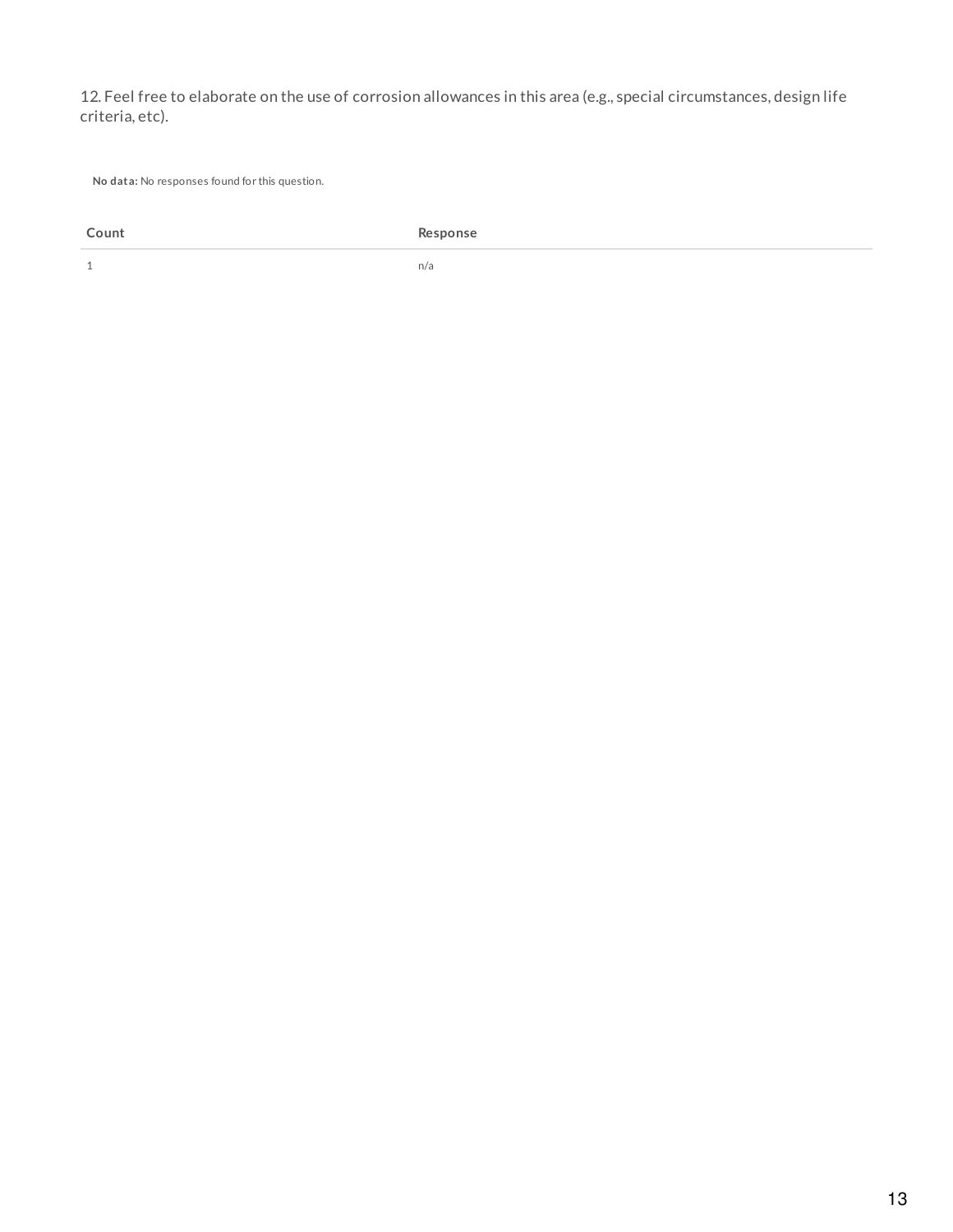12. Feel free to elaborate on the use of corrosion allowances in this area (e.g., special circumstances, design life criteria, etc).

**No data:** No responses found for this question.

| Count | Response |
| --- | --- |
| 1 | n/a |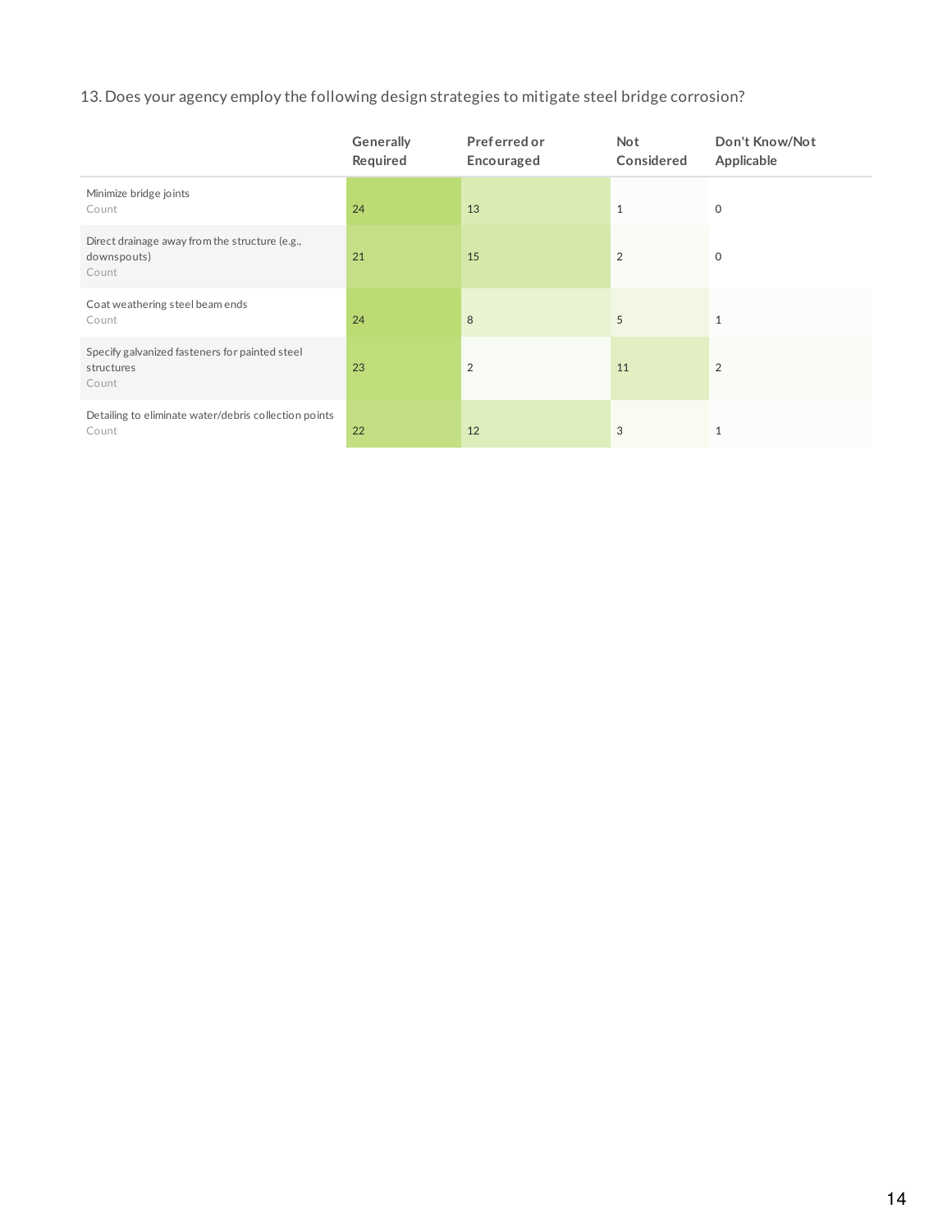13. Does your agency employ the following design strategies to mitigate steel bridge corrosion?

| | Generally Required | Preferred or Encouraged | Not Considered | Don't Know/Not Applicable |
|---|---|---|---|---|
| Minimize bridge joints<br>Count | 24 | 13 | 1 | 0 |
| Direct drainage away from the structure (e.g., downspouts)<br>Count | 21 | 15 | 2 | 0 |
| Coat weathering steel beam ends<br>Count | 24 | 8 | 5 | 1 |
| Specify galvanized fasteners for painted steel structures<br>Count | 23 | 2 | 11 | 2 |
| Detailing to eliminate water/debris collection points<br>Count | 22 | 12 | 3 | 1 |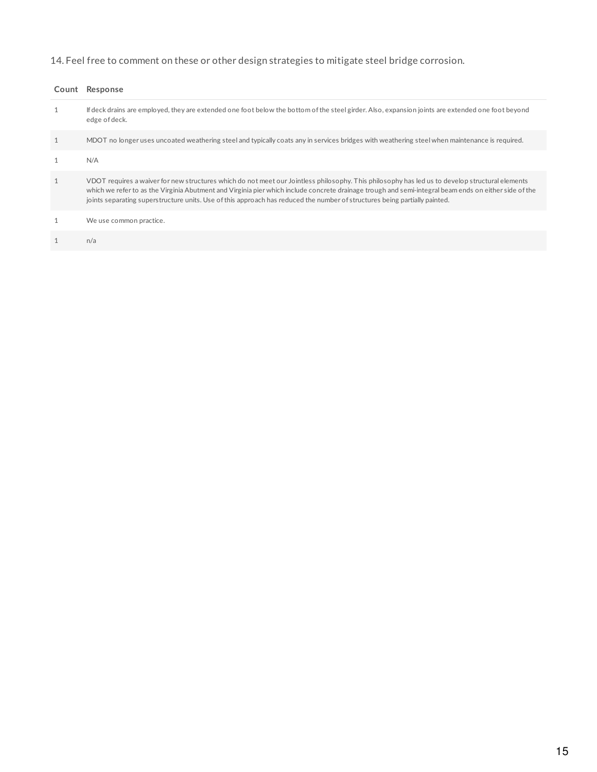14. Feel free to comment on these or other design strategies to mitigate steel bridge corrosion.

| Count | Response |
|---|---|
| 1 | If deck drains are employed, they are extended one foot below the bottom of the steel girder. Also, expansion joints are extended one foot beyond edge of deck. |
| 1 | MDOT no longer uses uncoated weathering steel and typically coats any in services bridges with weathering steel when maintenance is required. |
| 1 | N/A |
| 1 | VDOT requires a waiver for new structures which do not meet our Jointless philosophy. This philosophy has led us to develop structural elements which we refer to as the Virginia Abutment and Virginia pier which include concrete drainage trough and semi-integral beam ends on either side of the joints separating superstructure units. Use of this approach has reduced the number of structures being partially painted. |
| 1 | We use common practice. |
| 1 | n/a |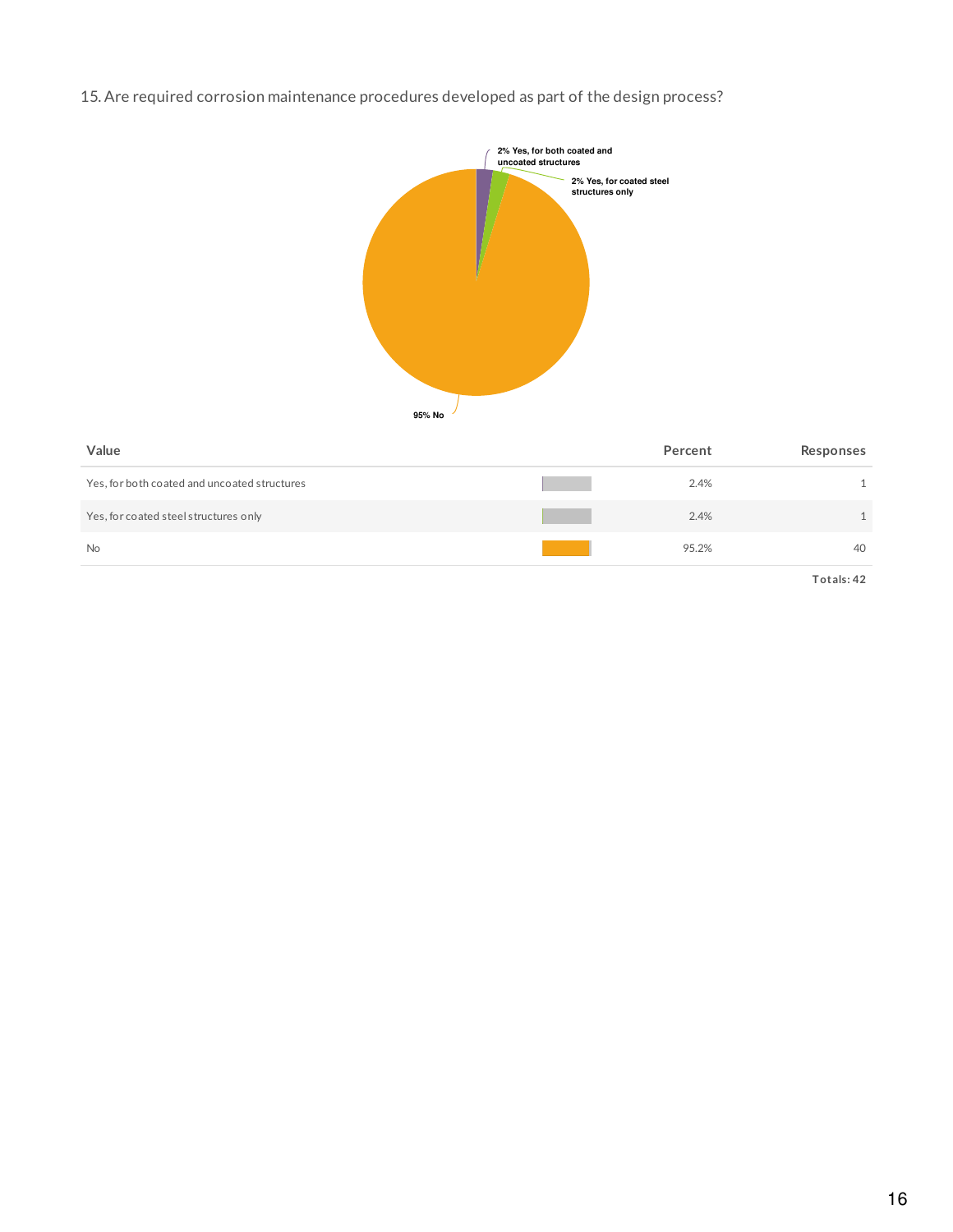15. Are required corrosion maintenance procedures developed as part of the design process?

2% Yes, for both coated and uncoated structures

2% Yes, for coated steel structures only

95% No

| Value | Percent | Responses |
| --- | --- | --- |
| Yes, for both coated and uncoated structures | 2.4% | 1 |
| Yes, for coated steel structures only | 2.4% | 1 |
| No | 95.2% | 40 |
| | | **Totals: 42** |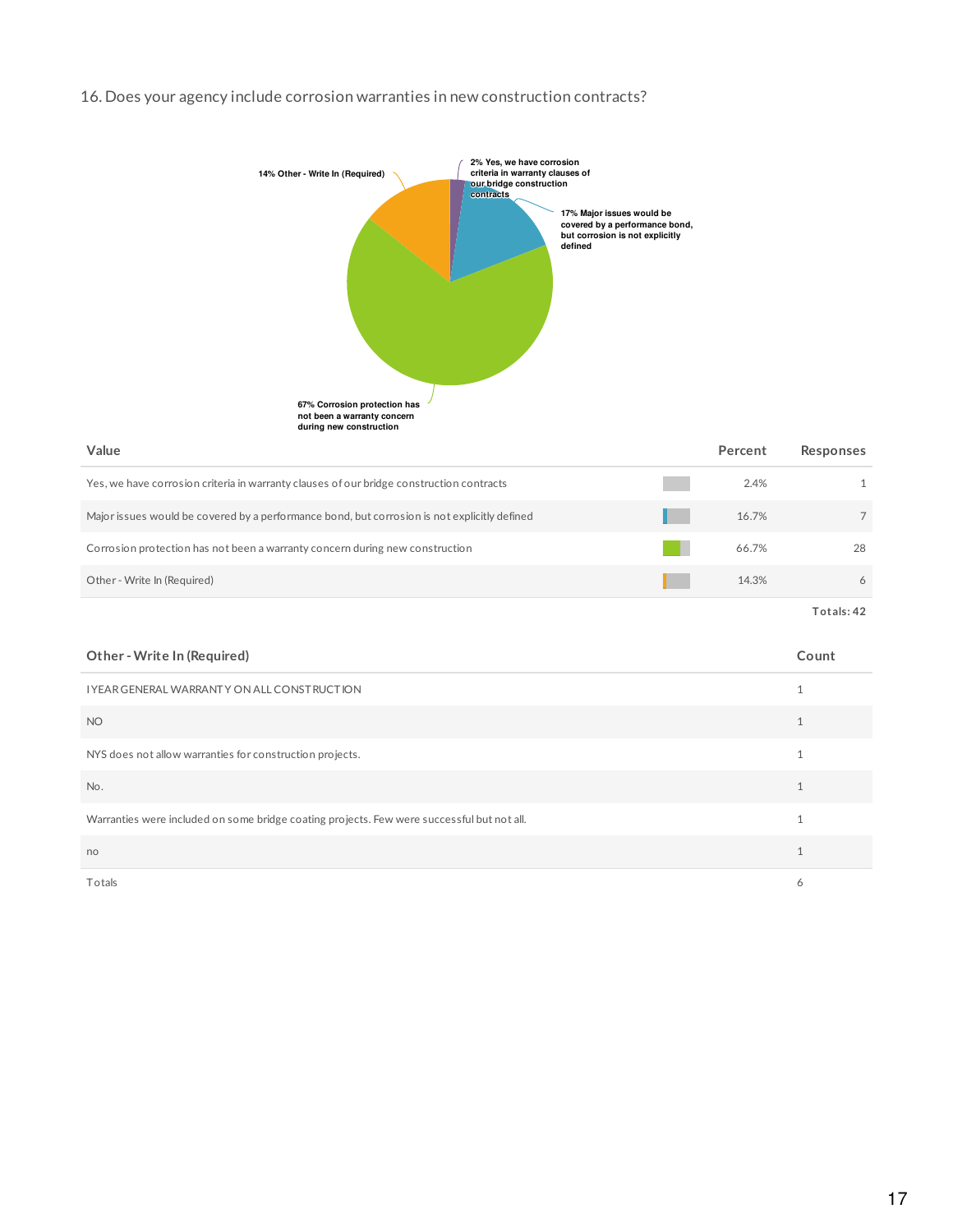16. Does your agency include corrosion warranties in new construction contracts?

14% Other - Write In (Required)

2% Yes, we have corrosion criteria in warranty clauses of our bridge construction contracts

17% Major issues would be covered by a performance bond, but corrosion is not explicitly defined

67% Corrosion protection has not been a warranty concern during new construction

| Value | Percent | Responses |
|---|---|---|
| Yes, we have corrosion criteria in warranty clauses of our bridge construction contracts | 2.4% | 1 |
| Major issues would be covered by a performance bond, but corrosion is not explicitly defined | 16.7% | 7 |
| Corrosion protection has not been a warranty concern during new construction | 66.7% | 28 |
| Other - Write In (Required) | 14.3% | 6 |
| | | Totals: 42 |

| Other - Write In (Required) | Count |
|---|---|
| I YEAR GENERAL WARRANTY ON ALL CONSTRUCTION | 1 |
| NO | 1 |
| NYS does not allow warranties for construction projects. | 1 |
| No. | 1 |
| Warranties were included on some bridge coating projects. Few were successful but not all. | 1 |
| no | 1 |
| Totals | 6 |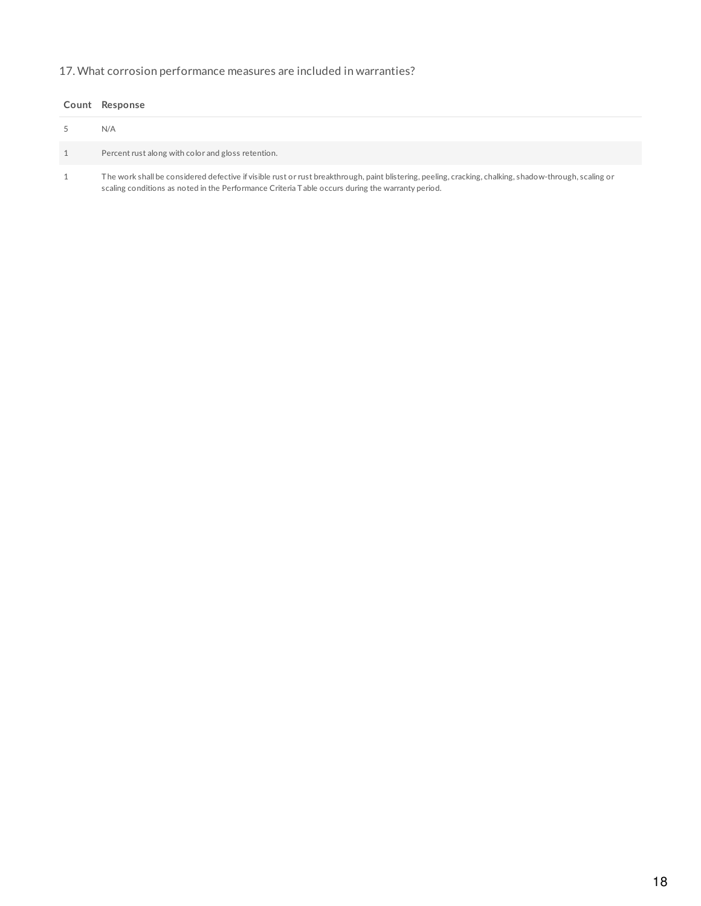17. What corrosion performance measures are included in warranties?

| Count | Response |
| --- | --- |
| 5 | N/A |
| 1 | Percent rust along with color and gloss retention. |
| 1 | The work shall be considered defective if visible rust or rust breakthrough, paint blistering, peeling, cracking, chalking, shadow-through, scaling or scaling conditions as noted in the Performance Criteria Table occurs during the warranty period. |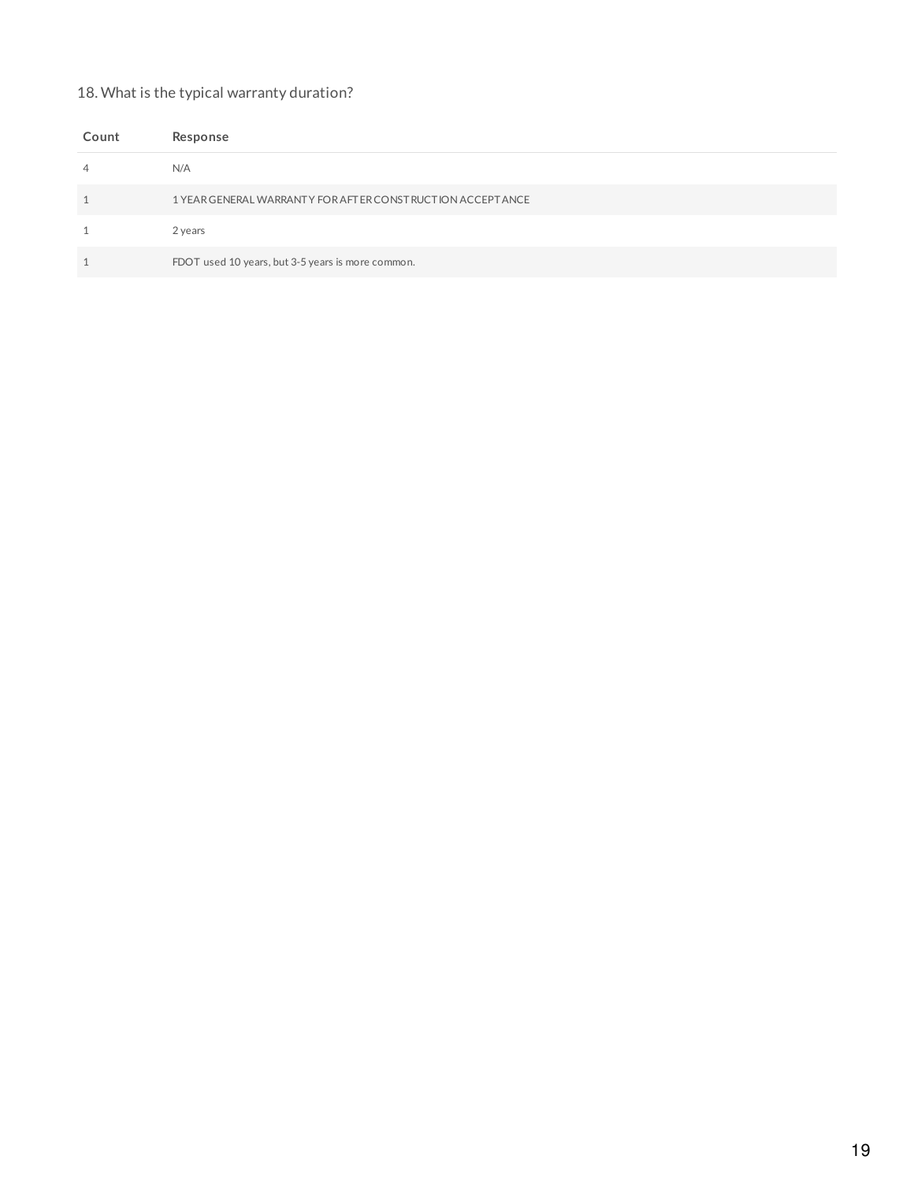18. What is the typical warranty duration?

| Count | Response |
| --- | --- |
| 4 | N/A |
| 1 | 1 YEAR GENERAL WARRANTY FOR AFTER CONSTRUCTION ACCEPTANCE |
| 1 | 2 years |
| 1 | FDOT used 10 years, but 3-5 years is more common. |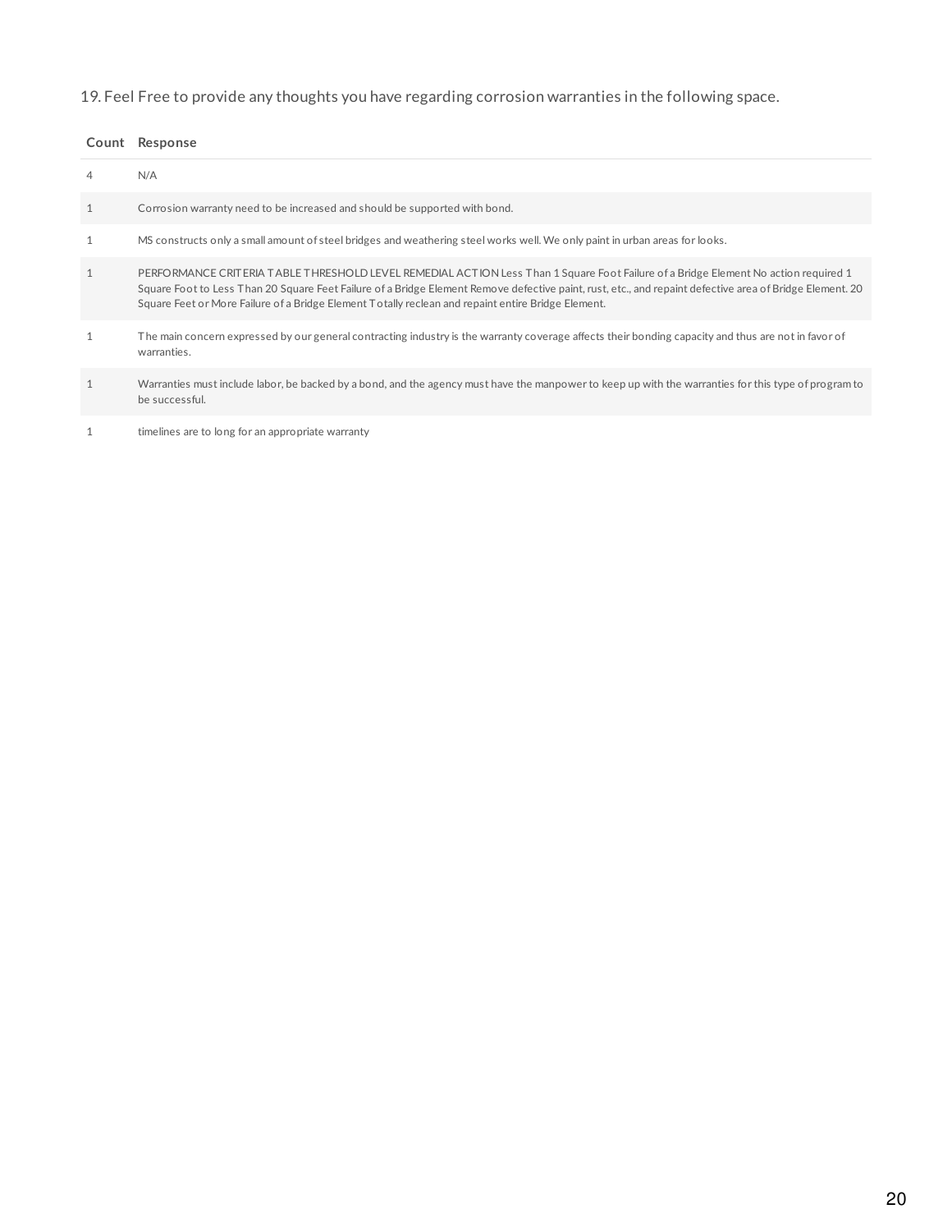19. Feel Free to provide any thoughts you have regarding corrosion warranties in the following space.

| Count | Response |
| --- | --- |
| 4 | N/A |
| 1 | Corrosion warranty need to be increased and should be supported with bond. |
| 1 | MS constructs only a small amount of steel bridges and weathering steel works well. We only paint in urban areas for looks. |
| 1 | PERFORMANCE CRITERIA TABLE THRESHOLD LEVEL REMEDIAL ACTION Less Than 1 Square Foot Failure of a Bridge Element No action required 1 Square Foot to Less Than 20 Square Feet Failure of a Bridge Element Remove defective paint, rust, etc., and repaint defective area of Bridge Element. 20 Square Feet or More Failure of a Bridge Element Totally reclean and repaint entire Bridge Element. |
| 1 | The main concern expressed by our general contracting industry is the warranty coverage affects their bonding capacity and thus are not in favor of warranties. |
| 1 | Warranties must include labor, be backed by a bond, and the agency must have the manpower to keep up with the warranties for this type of program to be successful. |
| 1 | timelines are to long for an appropriate warranty |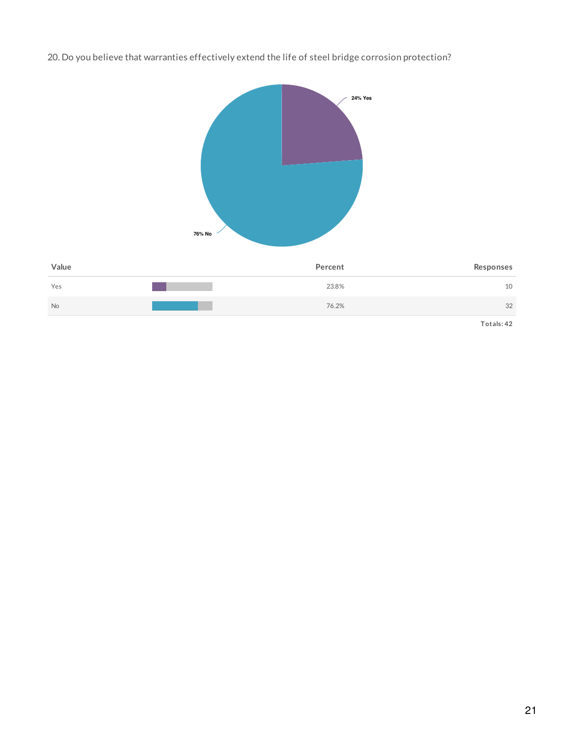20. Do you believe that warranties effectively extend the life of steel bridge corrosion protection?

24% Yes

76% No

| Value | Percent | Responses |
|---|---|---|
| Yes | 23.8% | 10 |
| No | 76.2% | 32 |
| | | Totals: 42 |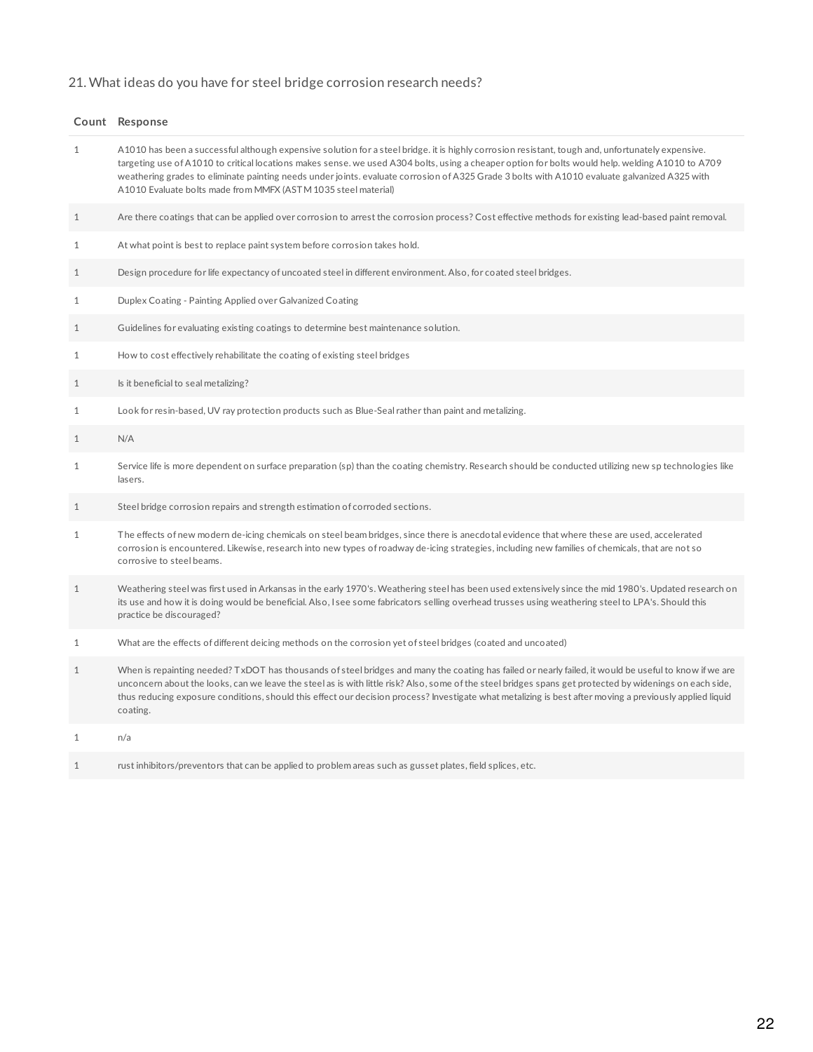21. What ideas do you have for steel bridge corrosion research needs?

| Count | Response |
|---|---|
| 1 | A1010 has been a successful although expensive solution for a steel bridge. it is highly corrosion resistant, tough and, unfortunately expensive. targeting use of A1010 to critical locations makes sense. we used A304 bolts, using a cheaper option for bolts would help. welding A1010 to A709 weathering grades to eliminate painting needs under joints. evaluate corrosion of A325 Grade 3 bolts with A1010 evaluate galvanized A325 with A1010 Evaluate bolts made from MMFX (ASTM 1035 steel material) |
| 1 | Are there coatings that can be applied over corrosion to arrest the corrosion process? Cost effective methods for existing lead-based paint removal. |
| 1 | At what point is best to replace paint system before corrosion takes hold. |
| 1 | Design procedure for life expectancy of uncoated steel in different environment. Also, for coated steel bridges. |
| 1 | Duplex Coating - Painting Applied over Galvanized Coating |
| 1 | Guidelines for evaluating existing coatings to determine best maintenance solution. |
| 1 | How to cost effectively rehabilitate the coating of existing steel bridges |
| 1 | Is it beneficial to seal metalizing? |
| 1 | Look for resin-based, UV ray protection products such as Blue-Seal rather than paint and metalizing. |
| 1 | N/A |
| 1 | Service life is more dependent on surface preparation (sp) than the coating chemistry. Research should be conducted utilizing new sp technologies like lasers. |
| 1 | Steel bridge corrosion repairs and strength estimation of corroded sections. |
| 1 | The effects of new modern de-icing chemicals on steel beam bridges, since there is anecdotal evidence that where these are used, accelerated corrosion is encountered. Likewise, research into new types of roadway de-icing strategies, including new families of chemicals, that are not so corrosive to steel beams. |
| 1 | Weathering steel was first used in Arkansas in the early 1970's. Weathering steel has been used extensively since the mid 1980's. Updated research on its use and how it is doing would be beneficial. Also, I see some fabricators selling overhead trusses using weathering steel to LPA's. Should this practice be discouraged? |
| 1 | What are the effects of different deicing methods on the corrosion yet of steel bridges (coated and uncoated) |
| 1 | When is repainting needed? TxDOT has thousands of steel bridges and many the coating has failed or nearly failed, it would be useful to know if we are unconcern about the looks, can we leave the steel as is with little risk? Also, some of the steel bridges spans get protected by widenings on each side, thus reducing exposure conditions, should this effect our decision process? Investigate what metalizing is best after moving a previously applied liquid coating. |
| 1 | n/a |
| 1 | rust inhibitors/preventors that can be applied to problem areas such as gusset plates, field splices, etc. |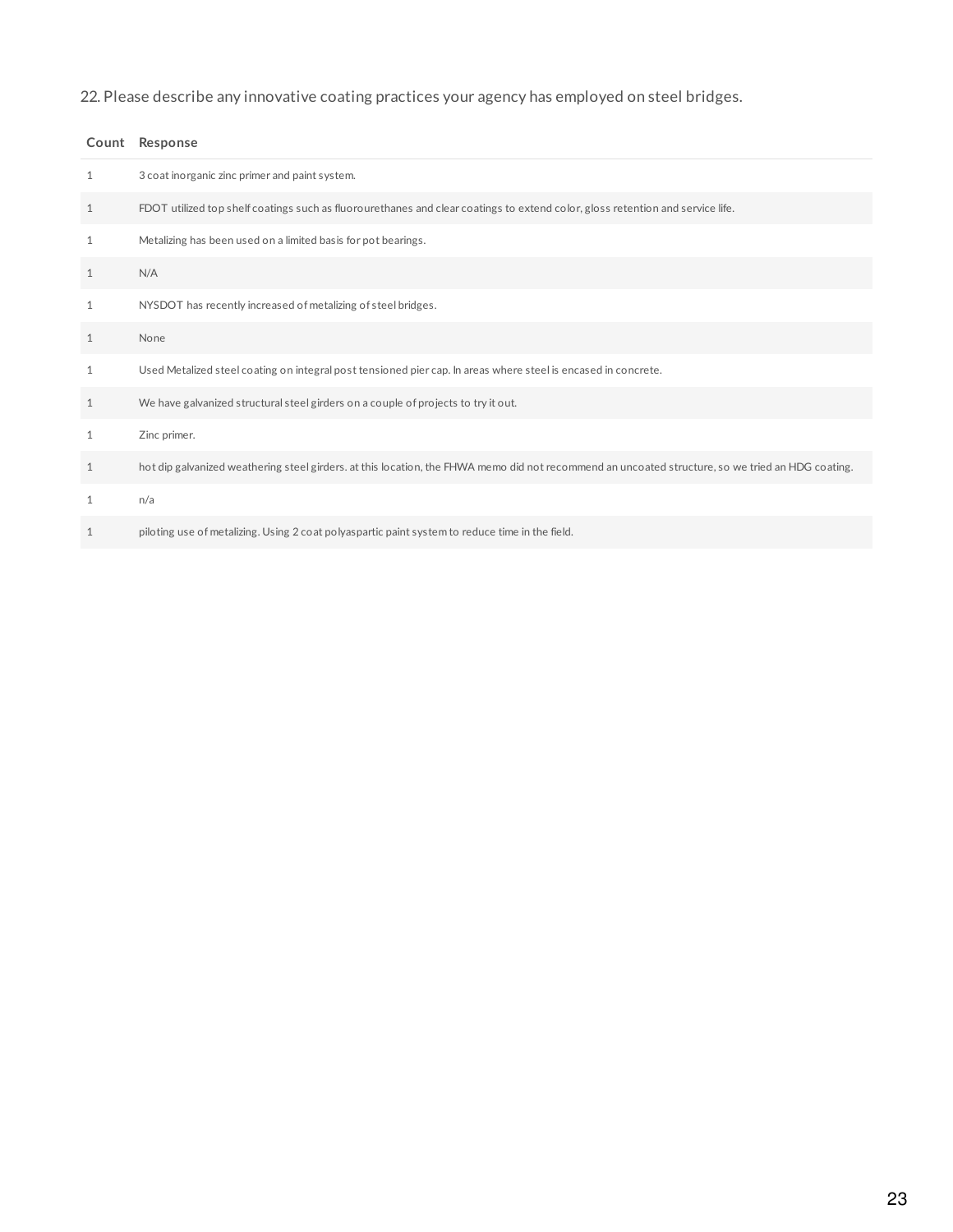22. Please describe any innovative coating practices your agency has employed on steel bridges.

| Count | Response |
|---|---|
| 1 | 3 coat inorganic zinc primer and paint system. |
| 1 | FDOT utilized top shelf coatings such as fluorourethanes and clear coatings to extend color, gloss retention and service life. |
| 1 | Metalizing has been used on a limited basis for pot bearings. |
| 1 | N/A |
| 1 | NYSDOT has recently increased of metalizing of steel bridges. |
| 1 | None |
| 1 | Used Metalized steel coating on integral post tensioned pier cap. In areas where steel is encased in concrete. |
| 1 | We have galvanized structural steel girders on a couple of projects to try it out. |
| 1 | Zinc primer. |
| 1 | hot dip galvanized weathering steel girders. at this location, the FHWA memo did not recommend an uncoated structure, so we tried an HDG coating. |
| 1 | n/a |
| 1 | piloting use of metalizing. Using 2 coat polyaspartic paint system to reduce time in the field. |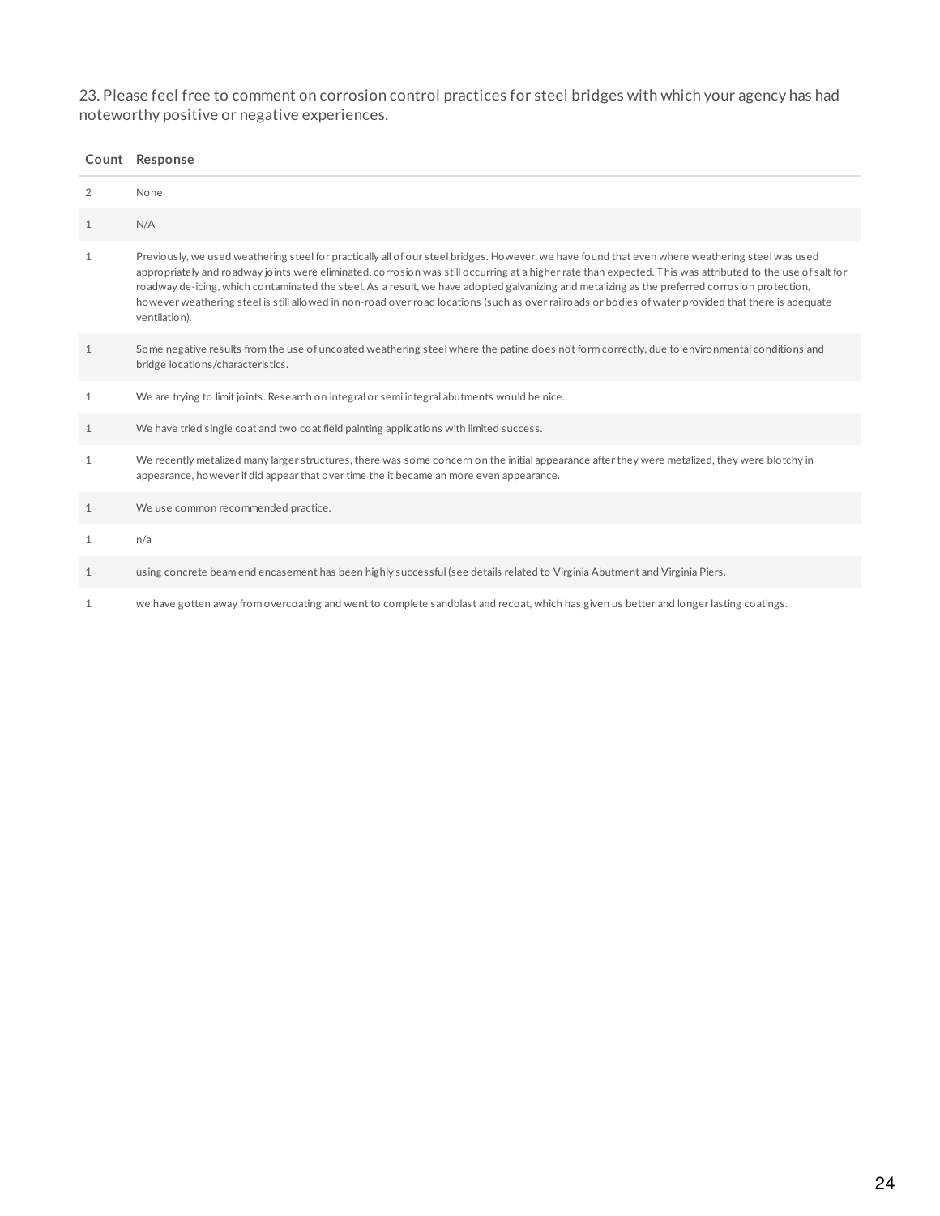23. Please feel free to comment on corrosion control practices for steel bridges with which your agency has had noteworthy positive or negative experiences.

| Count | Response |
| --- | --- |
| 2 | None |
| 1 | N/A |
| 1 | Previously, we used weathering steel for practically all of our steel bridges. However, we have found that even where weathering steel was used appropriately and roadway joints were eliminated, corrosion was still occurring at a higher rate than expected. This was attributed to the use of salt for roadway de-icing, which contaminated the steel. As a result, we have adopted galvanizing and metalizing as the preferred corrosion protection, however weathering steel is still allowed in non-road over road locations (such as over railroads or bodies of water provided that there is adequate ventilation). |
| 1 | Some negative results from the use of uncoated weathering steel where the patine does not form correctly, due to environmental conditions and bridge locations/characteristics. |
| 1 | We are trying to limit joints. Research on integral or semi integral abutments would be nice. |
| 1 | We have tried single coat and two coat field painting applications with limited success. |
| 1 | We recently metalized many larger structures, there was some concern on the initial appearance after they were metalized, they were blotchy in appearance, however if did appear that over time the it became an more even appearance. |
| 1 | We use common recommended practice. |
| 1 | n/a |
| 1 | using concrete beam end encasement has been highly successful (see details related to Virginia Abutment and Virginia Piers. |
| 1 | we have gotten away from overcoating and went to complete sandblast and recoat, which has given us better and longer lasting coatings. |